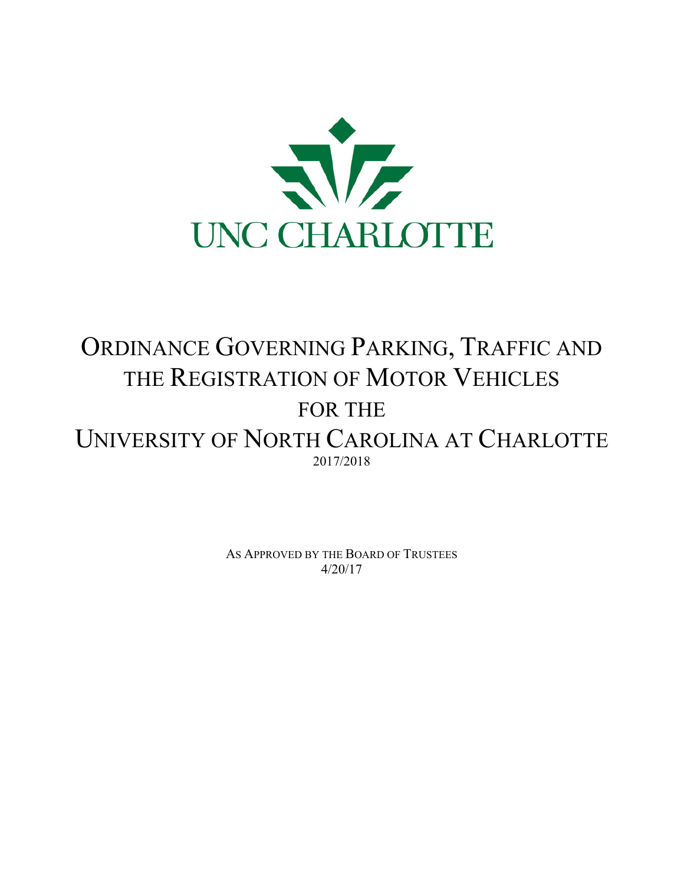UNC CHARLOTTE

# Ordinance Governing Parking, Traffic and the Registration of Motor Vehicles for the University of North Carolina at Charlotte

2017/2018

As Approved by the Board of Trustees

4/20/17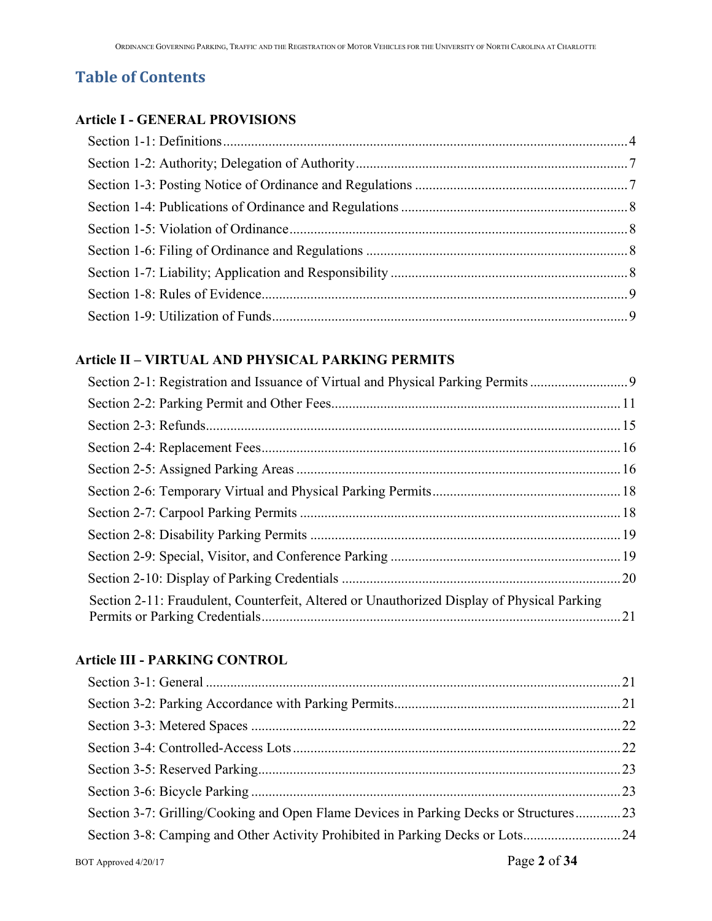# Table of Contents

## Article I - GENERAL PROVISIONS

Section 1-1: Definitions .... 4
Section 1-2: Authority; Delegation of Authority .... 7
Section 1-3: Posting Notice of Ordinance and Regulations .... 7
Section 1-4: Publications of Ordinance and Regulations .... 8
Section 1-5: Violation of Ordinance .... 8
Section 1-6: Filing of Ordinance and Regulations .... 8
Section 1-7: Liability; Application and Responsibility .... 8
Section 1-8: Rules of Evidence .... 9
Section 1-9: Utilization of Funds .... 9

## Article II – VIRTUAL AND PHYSICAL PARKING PERMITS

Section 2-1: Registration and Issuance of Virtual and Physical Parking Permits .... 9
Section 2-2: Parking Permit and Other Fees .... 11
Section 2-3: Refunds .... 15
Section 2-4: Replacement Fees .... 16
Section 2-5: Assigned Parking Areas .... 16
Section 2-6: Temporary Virtual and Physical Parking Permits .... 18
Section 2-7: Carpool Parking Permits .... 18
Section 2-8: Disability Parking Permits .... 19
Section 2-9: Special, Visitor, and Conference Parking .... 19
Section 2-10: Display of Parking Credentials .... 20
Section 2-11: Fraudulent, Counterfeit, Altered or Unauthorized Display of Physical Parking Permits or Parking Credentials .... 21

## Article III - PARKING CONTROL

Section 3-1: General .... 21
Section 3-2: Parking Accordance with Parking Permits .... 21
Section 3-3: Metered Spaces .... 22
Section 3-4: Controlled-Access Lots .... 22
Section 3-5: Reserved Parking .... 23
Section 3-6: Bicycle Parking .... 23
Section 3-7: Grilling/Cooking and Open Flame Devices in Parking Decks or Structures .... 23
Section 3-8: Camping and Other Activity Prohibited in Parking Decks or Lots .... 24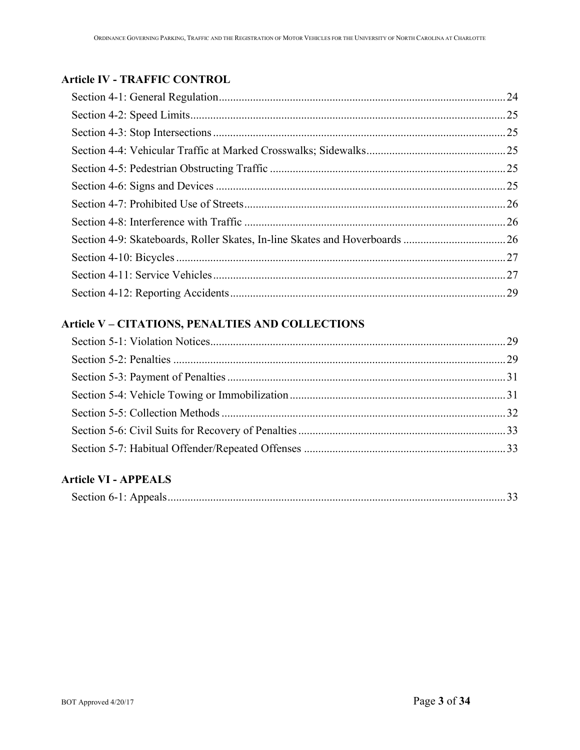**Article IV - TRAFFIC CONTROL**

Section 4-1: General Regulation ....................................................................................................24
Section 4-2: Speed Limits...............................................................................................................25
Section 4-3: Stop Intersections .......................................................................................................25
Section 4-4: Vehicular Traffic at Marked Crosswalks; Sidewalks.................................................25
Section 4-5: Pedestrian Obstructing Traffic ...................................................................................25
Section 4-6: Signs and Devices ......................................................................................................25
Section 4-7: Prohibited Use of Streets............................................................................................26
Section 4-8: Interference with Traffic ............................................................................................26
Section 4-9: Skateboards, Roller Skates, In-line Skates and Hoverboards ....................................26
Section 4-10: Bicycles ....................................................................................................................27
Section 4-11: Service Vehicles.......................................................................................................27
Section 4-12: Reporting Accidents.................................................................................................29

**Article V – CITATIONS, PENALTIES AND COLLECTIONS**

Section 5-1: Violation Notices.......................................................................................................29
Section 5-2: Penalties .....................................................................................................................29
Section 5-3: Payment of Penalties ..................................................................................................31
Section 5-4: Vehicle Towing or Immobilization............................................................................31
Section 5-5: Collection Methods ....................................................................................................32
Section 5-6: Civil Suits for Recovery of Penalties .........................................................................33
Section 5-7: Habitual Offender/Repeated Offenses .......................................................................33

**Article VI - APPEALS**

Section 6-1: Appeals.......................................................................................................................33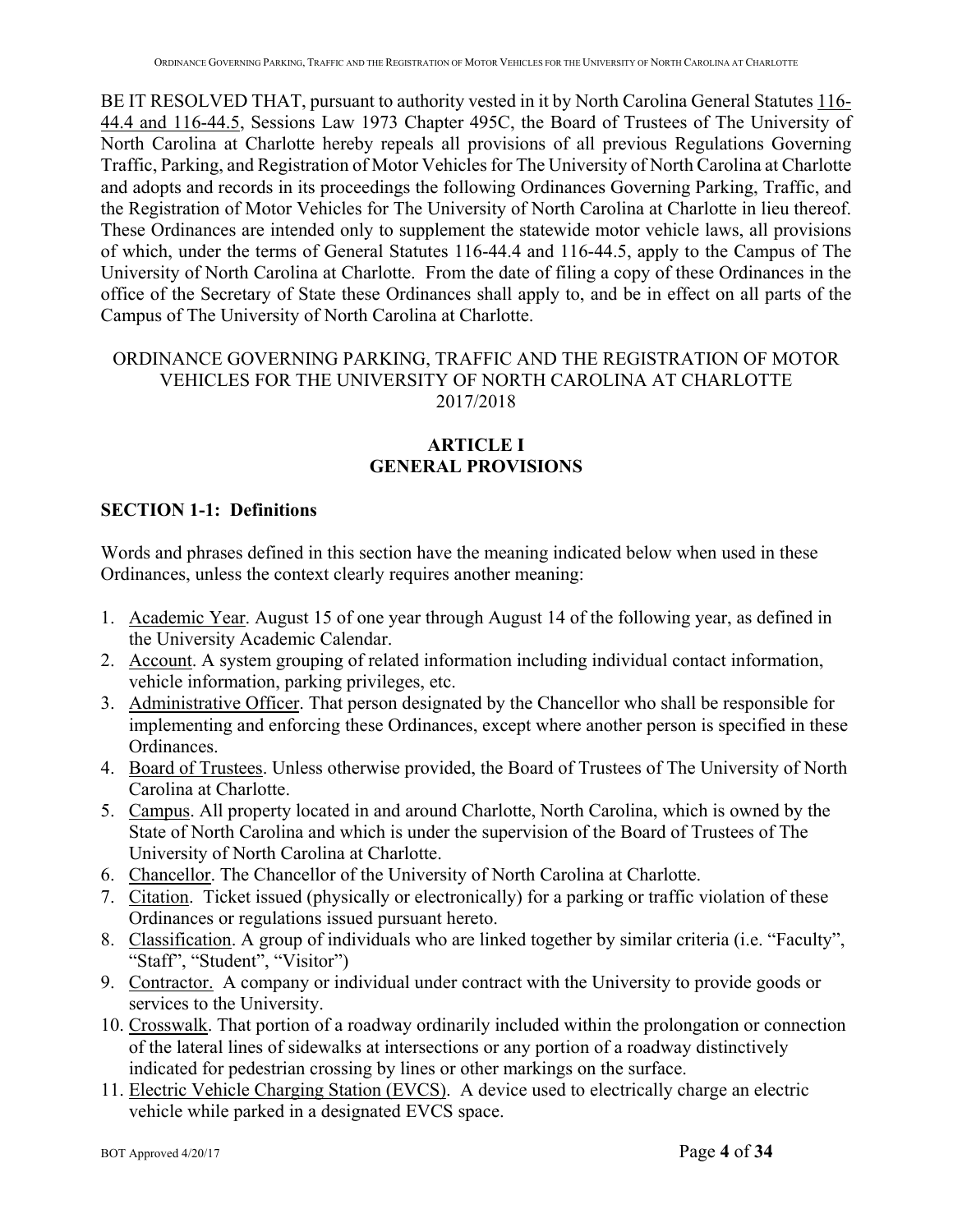BE IT RESOLVED THAT, pursuant to authority vested in it by North Carolina General Statutes 116-44.4 and 116-44.5, Sessions Law 1973 Chapter 495C, the Board of Trustees of The University of North Carolina at Charlotte hereby repeals all provisions of all previous Regulations Governing Traffic, Parking, and Registration of Motor Vehicles for The University of North Carolina at Charlotte and adopts and records in its proceedings the following Ordinances Governing Parking, Traffic, and the Registration of Motor Vehicles for The University of North Carolina at Charlotte in lieu thereof. These Ordinances are intended only to supplement the statewide motor vehicle laws, all provisions of which, under the terms of General Statutes 116-44.4 and 116-44.5, apply to the Campus of The University of North Carolina at Charlotte. From the date of filing a copy of these Ordinances in the office of the Secretary of State these Ordinances shall apply to, and be in effect on all parts of the Campus of The University of North Carolina at Charlotte.

ORDINANCE GOVERNING PARKING, TRAFFIC AND THE REGISTRATION OF MOTOR VEHICLES FOR THE UNIVERSITY OF NORTH CAROLINA AT CHARLOTTE 2017/2018

## ARTICLE I GENERAL PROVISIONS

### SECTION 1-1: Definitions

Words and phrases defined in this section have the meaning indicated below when used in these Ordinances, unless the context clearly requires another meaning:

1. Academic Year. August 15 of one year through August 14 of the following year, as defined in the University Academic Calendar.
2. Account. A system grouping of related information including individual contact information, vehicle information, parking privileges, etc.
3. Administrative Officer. That person designated by the Chancellor who shall be responsible for implementing and enforcing these Ordinances, except where another person is specified in these Ordinances.
4. Board of Trustees. Unless otherwise provided, the Board of Trustees of The University of North Carolina at Charlotte.
5. Campus. All property located in and around Charlotte, North Carolina, which is owned by the State of North Carolina and which is under the supervision of the Board of Trustees of The University of North Carolina at Charlotte.
6. Chancellor. The Chancellor of the University of North Carolina at Charlotte.
7. Citation. Ticket issued (physically or electronically) for a parking or traffic violation of these Ordinances or regulations issued pursuant hereto.
8. Classification. A group of individuals who are linked together by similar criteria (i.e. "Faculty", "Staff", "Student", "Visitor")
9. Contractor. A company or individual under contract with the University to provide goods or services to the University.
10. Crosswalk. That portion of a roadway ordinarily included within the prolongation or connection of the lateral lines of sidewalks at intersections or any portion of a roadway distinctively indicated for pedestrian crossing by lines or other markings on the surface.
11. Electric Vehicle Charging Station (EVCS). A device used to electrically charge an electric vehicle while parked in a designated EVCS space.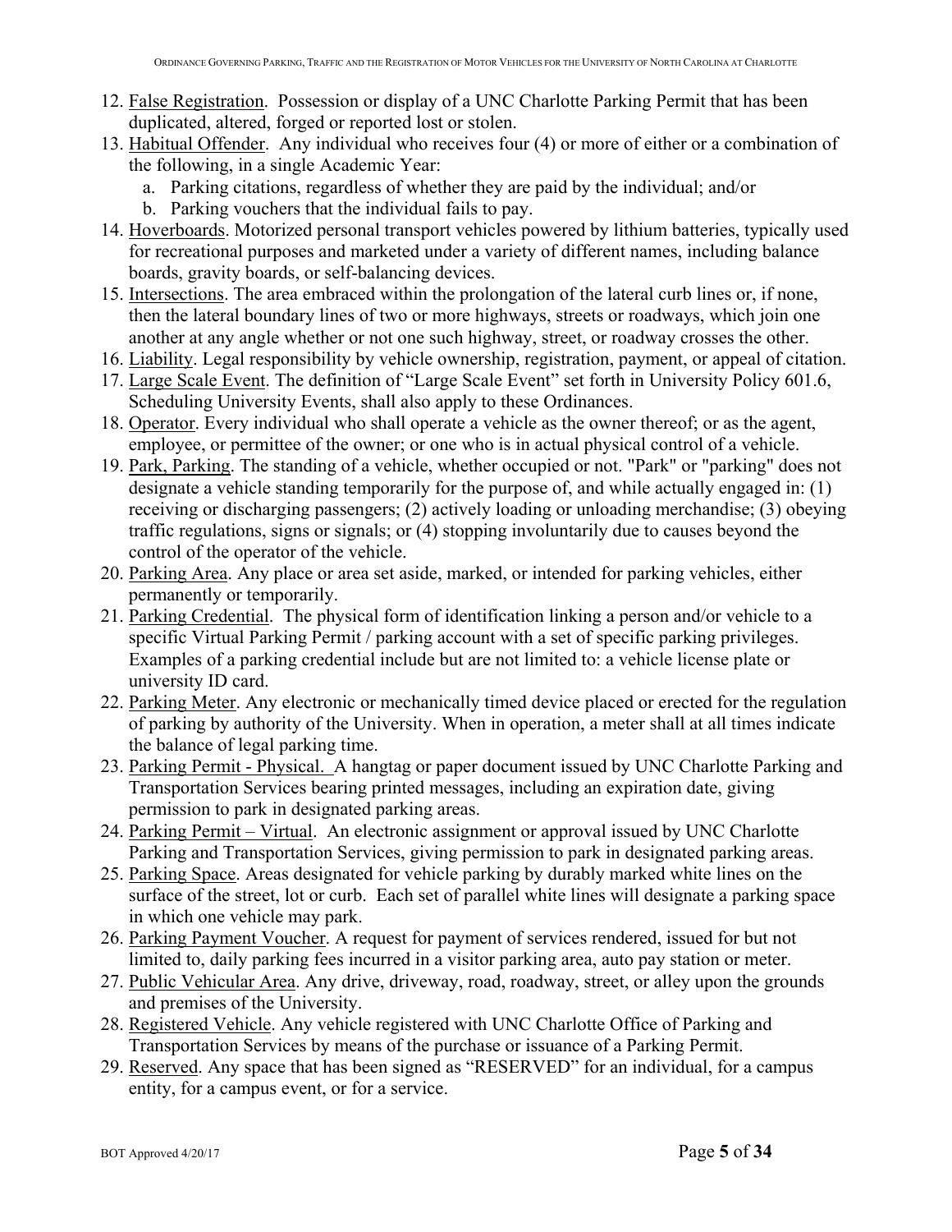12. False Registration. Possession or display of a UNC Charlotte Parking Permit that has been duplicated, altered, forged or reported lost or stolen.
13. Habitual Offender. Any individual who receives four (4) or more of either or a combination of the following, in a single Academic Year:
    a. Parking citations, regardless of whether they are paid by the individual; and/or
    b. Parking vouchers that the individual fails to pay.
14. Hoverboards. Motorized personal transport vehicles powered by lithium batteries, typically used for recreational purposes and marketed under a variety of different names, including balance boards, gravity boards, or self-balancing devices.
15. Intersections. The area embraced within the prolongation of the lateral curb lines or, if none, then the lateral boundary lines of two or more highways, streets or roadways, which join one another at any angle whether or not one such highway, street, or roadway crosses the other.
16. Liability. Legal responsibility by vehicle ownership, registration, payment, or appeal of citation.
17. Large Scale Event. The definition of "Large Scale Event" set forth in University Policy 601.6, Scheduling University Events, shall also apply to these Ordinances.
18. Operator. Every individual who shall operate a vehicle as the owner thereof; or as the agent, employee, or permittee of the owner; or one who is in actual physical control of a vehicle.
19. Park, Parking. The standing of a vehicle, whether occupied or not. "Park" or "parking" does not designate a vehicle standing temporarily for the purpose of, and while actually engaged in: (1) receiving or discharging passengers; (2) actively loading or unloading merchandise; (3) obeying traffic regulations, signs or signals; or (4) stopping involuntarily due to causes beyond the control of the operator of the vehicle.
20. Parking Area. Any place or area set aside, marked, or intended for parking vehicles, either permanently or temporarily.
21. Parking Credential. The physical form of identification linking a person and/or vehicle to a specific Virtual Parking Permit / parking account with a set of specific parking privileges. Examples of a parking credential include but are not limited to: a vehicle license plate or university ID card.
22. Parking Meter. Any electronic or mechanically timed device placed or erected for the regulation of parking by authority of the University. When in operation, a meter shall at all times indicate the balance of legal parking time.
23. Parking Permit - Physical. A hangtag or paper document issued by UNC Charlotte Parking and Transportation Services bearing printed messages, including an expiration date, giving permission to park in designated parking areas.
24. Parking Permit – Virtual. An electronic assignment or approval issued by UNC Charlotte Parking and Transportation Services, giving permission to park in designated parking areas.
25. Parking Space. Areas designated for vehicle parking by durably marked white lines on the surface of the street, lot or curb. Each set of parallel white lines will designate a parking space in which one vehicle may park.
26. Parking Payment Voucher. A request for payment of services rendered, issued for but not limited to, daily parking fees incurred in a visitor parking area, auto pay station or meter.
27. Public Vehicular Area. Any drive, driveway, road, roadway, street, or alley upon the grounds and premises of the University.
28. Registered Vehicle. Any vehicle registered with UNC Charlotte Office of Parking and Transportation Services by means of the purchase or issuance of a Parking Permit.
29. Reserved. Any space that has been signed as "RESERVED" for an individual, for a campus entity, for a campus event, or for a service.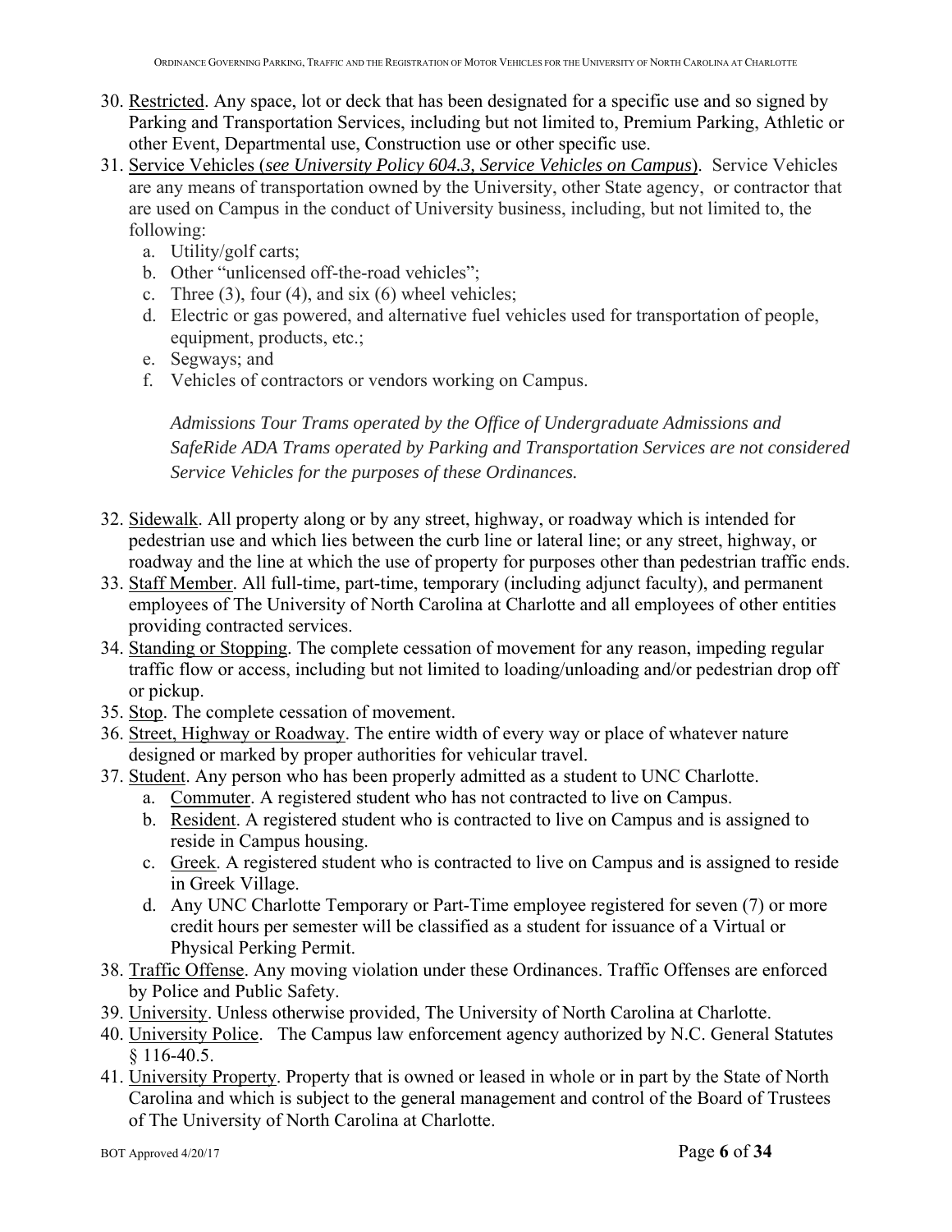30. Restricted. Any space, lot or deck that has been designated for a specific use and so signed by Parking and Transportation Services, including but not limited to, Premium Parking, Athletic or other Event, Departmental use, Construction use or other specific use.
31. Service Vehicles (*see University Policy 604.3, Service Vehicles on Campus*). Service Vehicles are any means of transportation owned by the University, other State agency, or contractor that are used on Campus in the conduct of University business, including, but not limited to, the following:
    a. Utility/golf carts;
    b. Other "unlicensed off-the-road vehicles";
    c. Three (3), four (4), and six (6) wheel vehicles;
    d. Electric or gas powered, and alternative fuel vehicles used for transportation of people, equipment, products, etc.;
    e. Segways; and
    f. Vehicles of contractors or vendors working on Campus.

    *Admissions Tour Trams operated by the Office of Undergraduate Admissions and SafeRide ADA Trams operated by Parking and Transportation Services are not considered Service Vehicles for the purposes of these Ordinances.*

32. Sidewalk. All property along or by any street, highway, or roadway which is intended for pedestrian use and which lies between the curb line or lateral line; or any street, highway, or roadway and the line at which the use of property for purposes other than pedestrian traffic ends.
33. Staff Member. All full-time, part-time, temporary (including adjunct faculty), and permanent employees of The University of North Carolina at Charlotte and all employees of other entities providing contracted services.
34. Standing or Stopping. The complete cessation of movement for any reason, impeding regular traffic flow or access, including but not limited to loading/unloading and/or pedestrian drop off or pickup.
35. Stop. The complete cessation of movement.
36. Street, Highway or Roadway. The entire width of every way or place of whatever nature designed or marked by proper authorities for vehicular travel.
37. Student. Any person who has been properly admitted as a student to UNC Charlotte.
    a. Commuter. A registered student who has not contracted to live on Campus.
    b. Resident. A registered student who is contracted to live on Campus and is assigned to reside in Campus housing.
    c. Greek. A registered student who is contracted to live on Campus and is assigned to reside in Greek Village.
    d. Any UNC Charlotte Temporary or Part-Time employee registered for seven (7) or more credit hours per semester will be classified as a student for issuance of a Virtual or Physical Perking Permit.
38. Traffic Offense. Any moving violation under these Ordinances. Traffic Offenses are enforced by Police and Public Safety.
39. University. Unless otherwise provided, The University of North Carolina at Charlotte.
40. University Police. The Campus law enforcement agency authorized by N.C. General Statutes § 116-40.5.
41. University Property. Property that is owned or leased in whole or in part by the State of North Carolina and which is subject to the general management and control of the Board of Trustees of The University of North Carolina at Charlotte.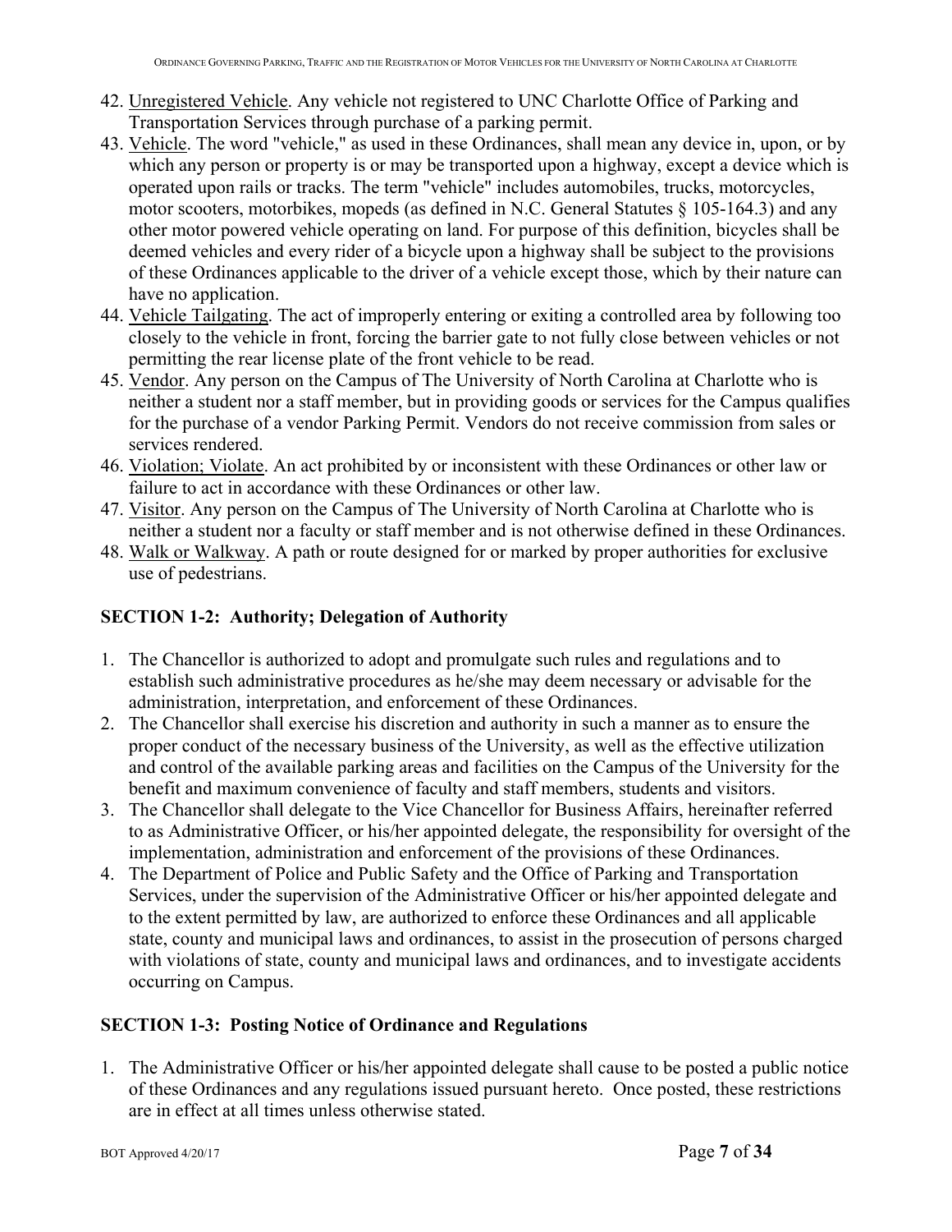42. Unregistered Vehicle. Any vehicle not registered to UNC Charlotte Office of Parking and Transportation Services through purchase of a parking permit.
43. Vehicle. The word "vehicle," as used in these Ordinances, shall mean any device in, upon, or by which any person or property is or may be transported upon a highway, except a device which is operated upon rails or tracks. The term "vehicle" includes automobiles, trucks, motorcycles, motor scooters, motorbikes, mopeds (as defined in N.C. General Statutes § 105-164.3) and any other motor powered vehicle operating on land. For purpose of this definition, bicycles shall be deemed vehicles and every rider of a bicycle upon a highway shall be subject to the provisions of these Ordinances applicable to the driver of a vehicle except those, which by their nature can have no application.
44. Vehicle Tailgating. The act of improperly entering or exiting a controlled area by following too closely to the vehicle in front, forcing the barrier gate to not fully close between vehicles or not permitting the rear license plate of the front vehicle to be read.
45. Vendor. Any person on the Campus of The University of North Carolina at Charlotte who is neither a student nor a staff member, but in providing goods or services for the Campus qualifies for the purchase of a vendor Parking Permit. Vendors do not receive commission from sales or services rendered.
46. Violation; Violate. An act prohibited by or inconsistent with these Ordinances or other law or failure to act in accordance with these Ordinances or other law.
47. Visitor. Any person on the Campus of The University of North Carolina at Charlotte who is neither a student nor a faculty or staff member and is not otherwise defined in these Ordinances.
48. Walk or Walkway. A path or route designed for or marked by proper authorities for exclusive use of pedestrians.

## SECTION 1-2: Authority; Delegation of Authority

1. The Chancellor is authorized to adopt and promulgate such rules and regulations and to establish such administrative procedures as he/she may deem necessary or advisable for the administration, interpretation, and enforcement of these Ordinances.
2. The Chancellor shall exercise his discretion and authority in such a manner as to ensure the proper conduct of the necessary business of the University, as well as the effective utilization and control of the available parking areas and facilities on the Campus of the University for the benefit and maximum convenience of faculty and staff members, students and visitors.
3. The Chancellor shall delegate to the Vice Chancellor for Business Affairs, hereinafter referred to as Administrative Officer, or his/her appointed delegate, the responsibility for oversight of the implementation, administration and enforcement of the provisions of these Ordinances.
4. The Department of Police and Public Safety and the Office of Parking and Transportation Services, under the supervision of the Administrative Officer or his/her appointed delegate and to the extent permitted by law, are authorized to enforce these Ordinances and all applicable state, county and municipal laws and ordinances, to assist in the prosecution of persons charged with violations of state, county and municipal laws and ordinances, and to investigate accidents occurring on Campus.

## SECTION 1-3: Posting Notice of Ordinance and Regulations

1. The Administrative Officer or his/her appointed delegate shall cause to be posted a public notice of these Ordinances and any regulations issued pursuant hereto. Once posted, these restrictions are in effect at all times unless otherwise stated.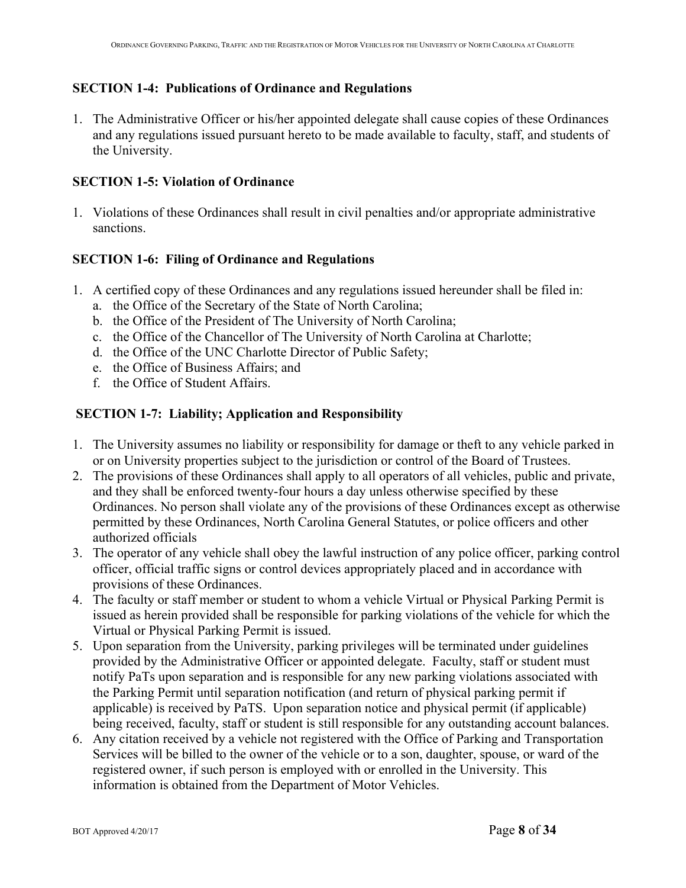## SECTION 1-4: Publications of Ordinance and Regulations

1. The Administrative Officer or his/her appointed delegate shall cause copies of these Ordinances and any regulations issued pursuant hereto to be made available to faculty, staff, and students of the University.

## SECTION 1-5: Violation of Ordinance

1. Violations of these Ordinances shall result in civil penalties and/or appropriate administrative sanctions.

## SECTION 1-6: Filing of Ordinance and Regulations

1. A certified copy of these Ordinances and any regulations issued hereunder shall be filed in:
   a. the Office of the Secretary of the State of North Carolina;
   b. the Office of the President of The University of North Carolina;
   c. the Office of the Chancellor of The University of North Carolina at Charlotte;
   d. the Office of the UNC Charlotte Director of Public Safety;
   e. the Office of Business Affairs; and
   f. the Office of Student Affairs.

## SECTION 1-7: Liability; Application and Responsibility

1. The University assumes no liability or responsibility for damage or theft to any vehicle parked in or on University properties subject to the jurisdiction or control of the Board of Trustees.
2. The provisions of these Ordinances shall apply to all operators of all vehicles, public and private, and they shall be enforced twenty-four hours a day unless otherwise specified by these Ordinances. No person shall violate any of the provisions of these Ordinances except as otherwise permitted by these Ordinances, North Carolina General Statutes, or police officers and other authorized officials
3. The operator of any vehicle shall obey the lawful instruction of any police officer, parking control officer, official traffic signs or control devices appropriately placed and in accordance with provisions of these Ordinances.
4. The faculty or staff member or student to whom a vehicle Virtual or Physical Parking Permit is issued as herein provided shall be responsible for parking violations of the vehicle for which the Virtual or Physical Parking Permit is issued.
5. Upon separation from the University, parking privileges will be terminated under guidelines provided by the Administrative Officer or appointed delegate. Faculty, staff or student must notify PaTs upon separation and is responsible for any new parking violations associated with the Parking Permit until separation notification (and return of physical parking permit if applicable) is received by PaTS. Upon separation notice and physical permit (if applicable) being received, faculty, staff or student is still responsible for any outstanding account balances.
6. Any citation received by a vehicle not registered with the Office of Parking and Transportation Services will be billed to the owner of the vehicle or to a son, daughter, spouse, or ward of the registered owner, if such person is employed with or enrolled in the University. This information is obtained from the Department of Motor Vehicles.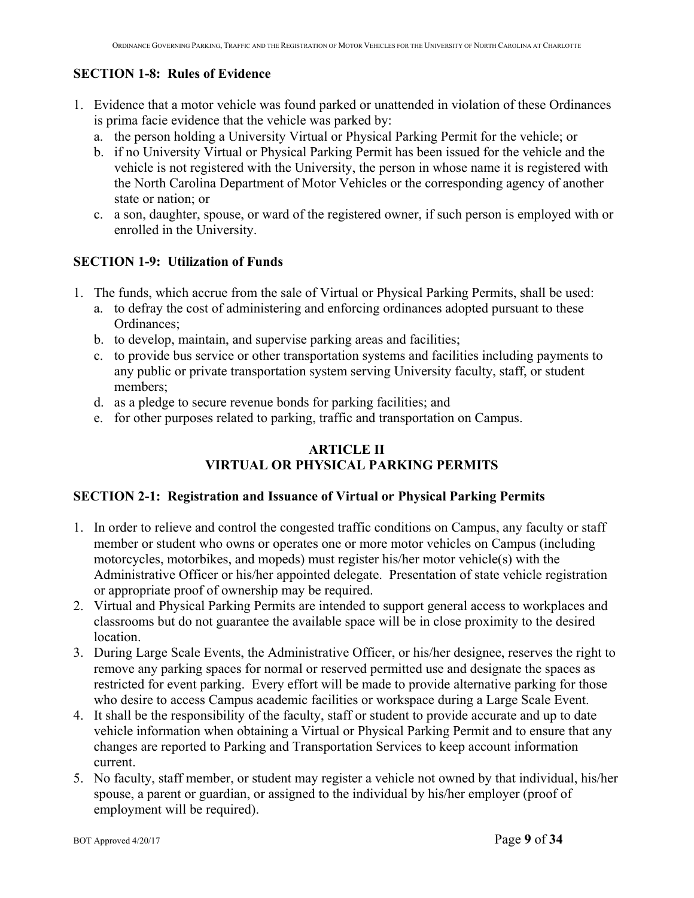### SECTION 1-8: Rules of Evidence

1. Evidence that a motor vehicle was found parked or unattended in violation of these Ordinances is prima facie evidence that the vehicle was parked by:
   a. the person holding a University Virtual or Physical Parking Permit for the vehicle; or
   b. if no University Virtual or Physical Parking Permit has been issued for the vehicle and the vehicle is not registered with the University, the person in whose name it is registered with the North Carolina Department of Motor Vehicles or the corresponding agency of another state or nation; or
   c. a son, daughter, spouse, or ward of the registered owner, if such person is employed with or enrolled in the University.

### SECTION 1-9: Utilization of Funds

1. The funds, which accrue from the sale of Virtual or Physical Parking Permits, shall be used:
   a. to defray the cost of administering and enforcing ordinances adopted pursuant to these Ordinances;
   b. to develop, maintain, and supervise parking areas and facilities;
   c. to provide bus service or other transportation systems and facilities including payments to any public or private transportation system serving University faculty, staff, or student members;
   d. as a pledge to secure revenue bonds for parking facilities; and
   e. for other purposes related to parking, traffic and transportation on Campus.

## ARTICLE II
## VIRTUAL OR PHYSICAL PARKING PERMITS

### SECTION 2-1: Registration and Issuance of Virtual or Physical Parking Permits

1. In order to relieve and control the congested traffic conditions on Campus, any faculty or staff member or student who owns or operates one or more motor vehicles on Campus (including motorcycles, motorbikes, and mopeds) must register his/her motor vehicle(s) with the Administrative Officer or his/her appointed delegate. Presentation of state vehicle registration or appropriate proof of ownership may be required.
2. Virtual and Physical Parking Permits are intended to support general access to workplaces and classrooms but do not guarantee the available space will be in close proximity to the desired location.
3. During Large Scale Events, the Administrative Officer, or his/her designee, reserves the right to remove any parking spaces for normal or reserved permitted use and designate the spaces as restricted for event parking. Every effort will be made to provide alternative parking for those who desire to access Campus academic facilities or workspace during a Large Scale Event.
4. It shall be the responsibility of the faculty, staff or student to provide accurate and up to date vehicle information when obtaining a Virtual or Physical Parking Permit and to ensure that any changes are reported to Parking and Transportation Services to keep account information current.
5. No faculty, staff member, or student may register a vehicle not owned by that individual, his/her spouse, a parent or guardian, or assigned to the individual by his/her employer (proof of employment will be required).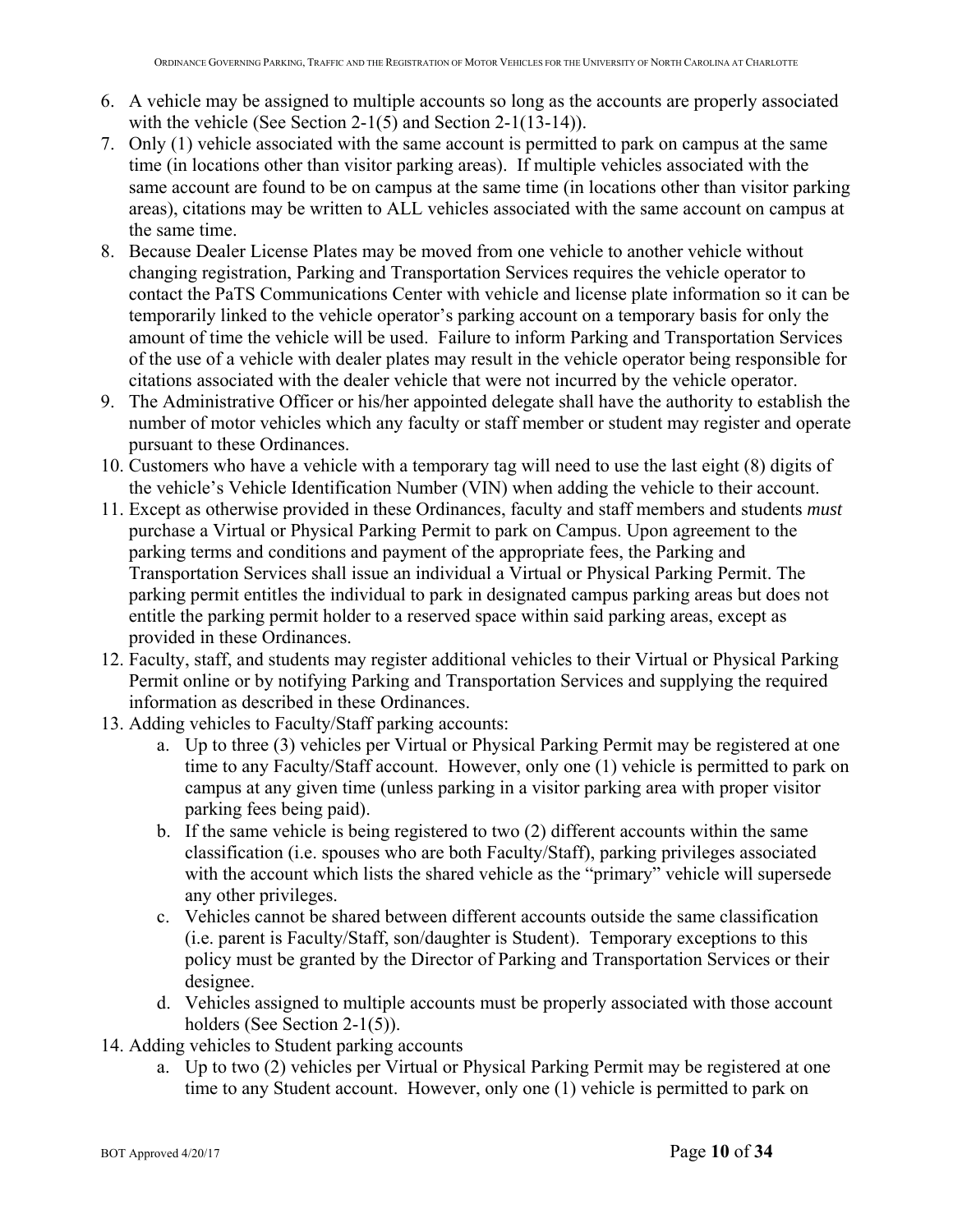6. A vehicle may be assigned to multiple accounts so long as the accounts are properly associated with the vehicle (See Section 2-1(5) and Section 2-1(13-14)).
7. Only (1) vehicle associated with the same account is permitted to park on campus at the same time (in locations other than visitor parking areas). If multiple vehicles associated with the same account are found to be on campus at the same time (in locations other than visitor parking areas), citations may be written to ALL vehicles associated with the same account on campus at the same time.
8. Because Dealer License Plates may be moved from one vehicle to another vehicle without changing registration, Parking and Transportation Services requires the vehicle operator to contact the PaTS Communications Center with vehicle and license plate information so it can be temporarily linked to the vehicle operator's parking account on a temporary basis for only the amount of time the vehicle will be used. Failure to inform Parking and Transportation Services of the use of a vehicle with dealer plates may result in the vehicle operator being responsible for citations associated with the dealer vehicle that were not incurred by the vehicle operator.
9. The Administrative Officer or his/her appointed delegate shall have the authority to establish the number of motor vehicles which any faculty or staff member or student may register and operate pursuant to these Ordinances.
10. Customers who have a vehicle with a temporary tag will need to use the last eight (8) digits of the vehicle's Vehicle Identification Number (VIN) when adding the vehicle to their account.
11. Except as otherwise provided in these Ordinances, faculty and staff members and students *must* purchase a Virtual or Physical Parking Permit to park on Campus. Upon agreement to the parking terms and conditions and payment of the appropriate fees, the Parking and Transportation Services shall issue an individual a Virtual or Physical Parking Permit. The parking permit entitles the individual to park in designated campus parking areas but does not entitle the parking permit holder to a reserved space within said parking areas, except as provided in these Ordinances.
12. Faculty, staff, and students may register additional vehicles to their Virtual or Physical Parking Permit online or by notifying Parking and Transportation Services and supplying the required information as described in these Ordinances.
13. Adding vehicles to Faculty/Staff parking accounts:
    a. Up to three (3) vehicles per Virtual or Physical Parking Permit may be registered at one time to any Faculty/Staff account. However, only one (1) vehicle is permitted to park on campus at any given time (unless parking in a visitor parking area with proper visitor parking fees being paid).
    b. If the same vehicle is being registered to two (2) different accounts within the same classification (i.e. spouses who are both Faculty/Staff), parking privileges associated with the account which lists the shared vehicle as the "primary" vehicle will supersede any other privileges.
    c. Vehicles cannot be shared between different accounts outside the same classification (i.e. parent is Faculty/Staff, son/daughter is Student). Temporary exceptions to this policy must be granted by the Director of Parking and Transportation Services or their designee.
    d. Vehicles assigned to multiple accounts must be properly associated with those account holders (See Section 2-1(5)).
14. Adding vehicles to Student parking accounts
    a. Up to two (2) vehicles per Virtual or Physical Parking Permit may be registered at one time to any Student account. However, only one (1) vehicle is permitted to park on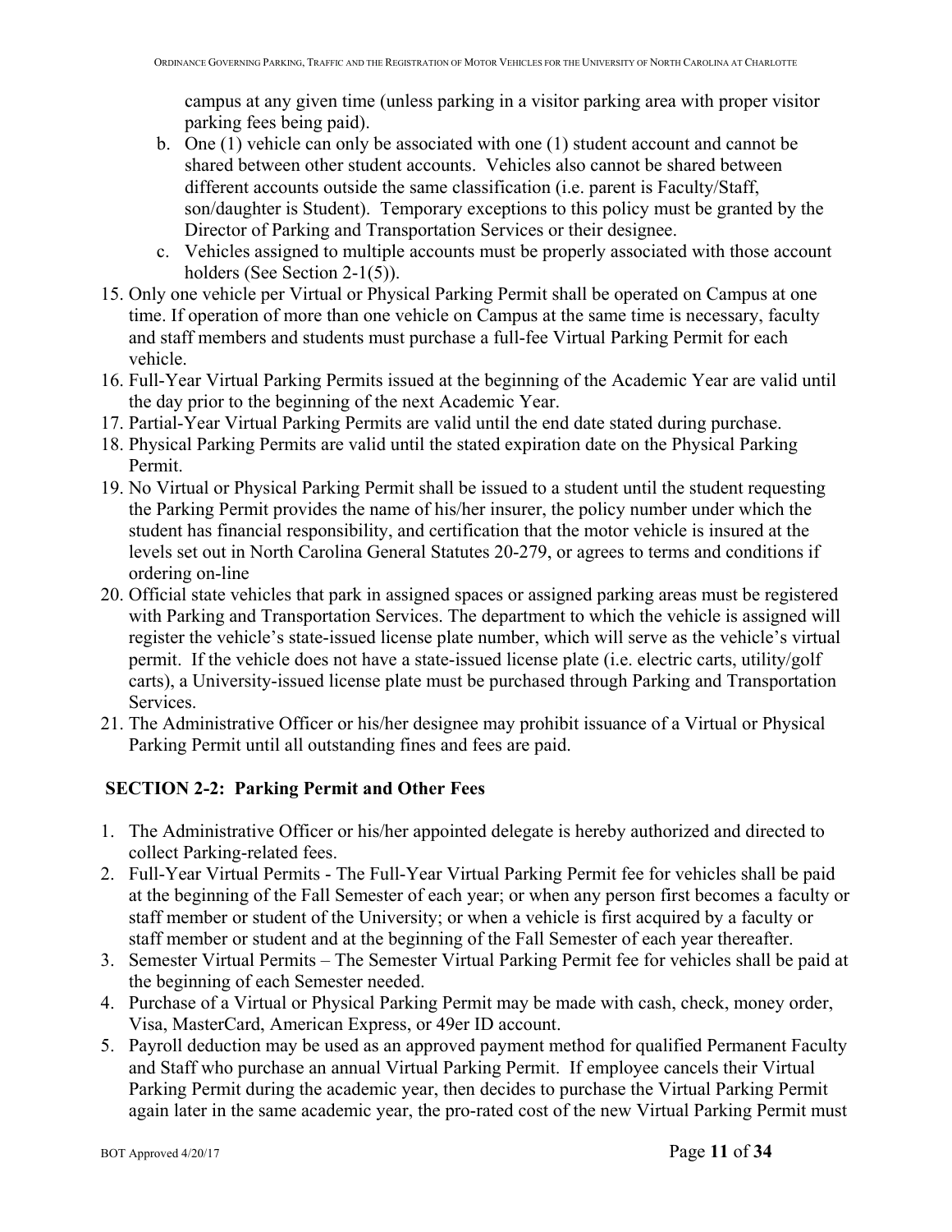campus at any given time (unless parking in a visitor parking area with proper visitor parking fees being paid).

   b. One (1) vehicle can only be associated with one (1) student account and cannot be shared between other student accounts. Vehicles also cannot be shared between different accounts outside the same classification (i.e. parent is Faculty/Staff, son/daughter is Student). Temporary exceptions to this policy must be granted by the Director of Parking and Transportation Services or their designee.
   c. Vehicles assigned to multiple accounts must be properly associated with those account holders (See Section 2-1(5)).

15. Only one vehicle per Virtual or Physical Parking Permit shall be operated on Campus at one time. If operation of more than one vehicle on Campus at the same time is necessary, faculty and staff members and students must purchase a full-fee Virtual Parking Permit for each vehicle.
16. Full-Year Virtual Parking Permits issued at the beginning of the Academic Year are valid until the day prior to the beginning of the next Academic Year.
17. Partial-Year Virtual Parking Permits are valid until the end date stated during purchase.
18. Physical Parking Permits are valid until the stated expiration date on the Physical Parking Permit.
19. No Virtual or Physical Parking Permit shall be issued to a student until the student requesting the Parking Permit provides the name of his/her insurer, the policy number under which the student has financial responsibility, and certification that the motor vehicle is insured at the levels set out in North Carolina General Statutes 20-279, or agrees to terms and conditions if ordering on-line
20. Official state vehicles that park in assigned spaces or assigned parking areas must be registered with Parking and Transportation Services. The department to which the vehicle is assigned will register the vehicle's state-issued license plate number, which will serve as the vehicle's virtual permit. If the vehicle does not have a state-issued license plate (i.e. electric carts, utility/golf carts), a University-issued license plate must be purchased through Parking and Transportation Services.
21. The Administrative Officer or his/her designee may prohibit issuance of a Virtual or Physical Parking Permit until all outstanding fines and fees are paid.

## SECTION 2-2: Parking Permit and Other Fees

1. The Administrative Officer or his/her appointed delegate is hereby authorized and directed to collect Parking-related fees.
2. Full-Year Virtual Permits - The Full-Year Virtual Parking Permit fee for vehicles shall be paid at the beginning of the Fall Semester of each year; or when any person first becomes a faculty or staff member or student of the University; or when a vehicle is first acquired by a faculty or staff member or student and at the beginning of the Fall Semester of each year thereafter.
3. Semester Virtual Permits – The Semester Virtual Parking Permit fee for vehicles shall be paid at the beginning of each Semester needed.
4. Purchase of a Virtual or Physical Parking Permit may be made with cash, check, money order, Visa, MasterCard, American Express, or 49er ID account.
5. Payroll deduction may be used as an approved payment method for qualified Permanent Faculty and Staff who purchase an annual Virtual Parking Permit. If employee cancels their Virtual Parking Permit during the academic year, then decides to purchase the Virtual Parking Permit again later in the same academic year, the pro-rated cost of the new Virtual Parking Permit must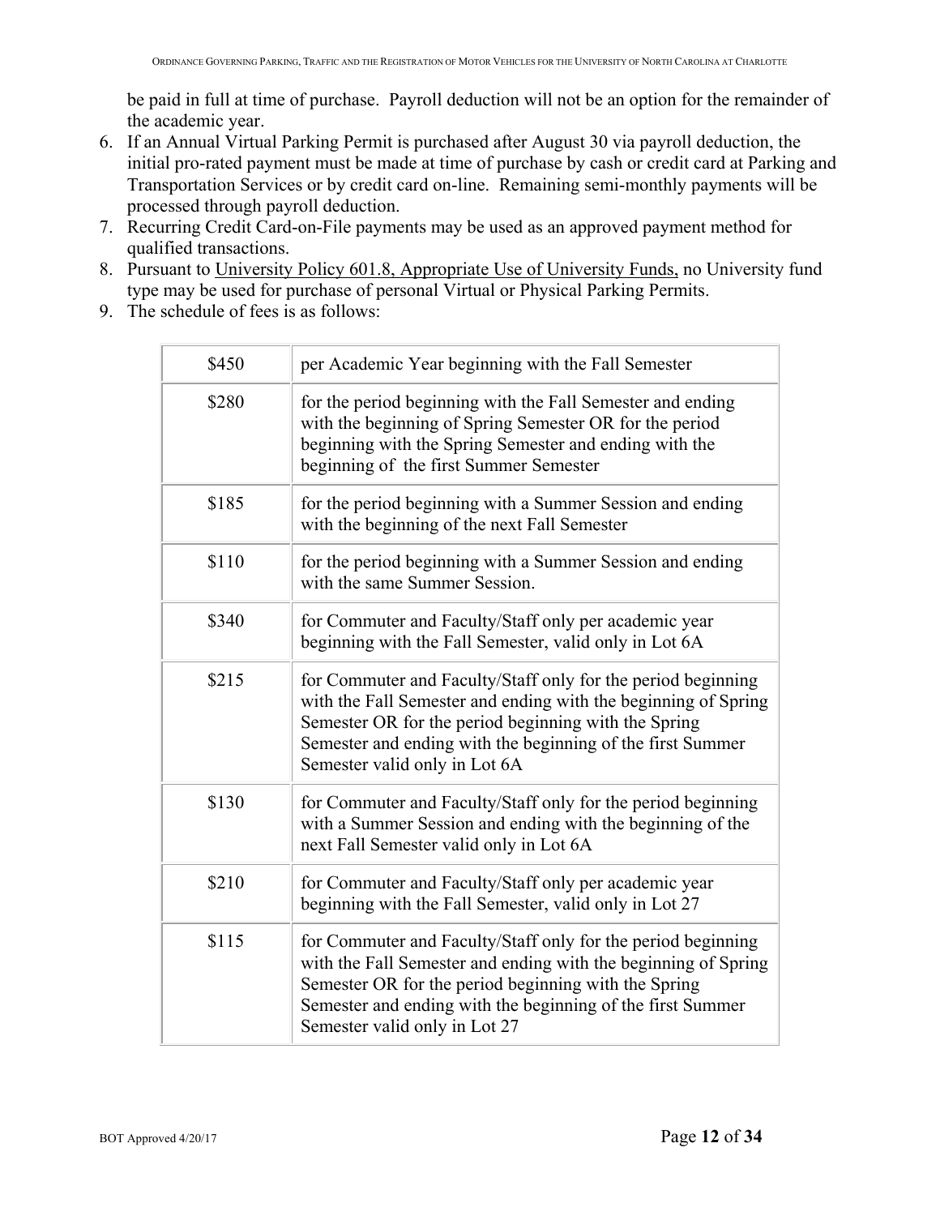be paid in full at time of purchase. Payroll deduction will not be an option for the remainder of the academic year.

6. If an Annual Virtual Parking Permit is purchased after August 30 via payroll deduction, the initial pro-rated payment must be made at time of purchase by cash or credit card at Parking and Transportation Services or by credit card on-line. Remaining semi-monthly payments will be processed through payroll deduction.
7. Recurring Credit Card-on-File payments may be used as an approved payment method for qualified transactions.
8. Pursuant to University Policy 601.8, Appropriate Use of University Funds, no University fund type may be used for purchase of personal Virtual or Physical Parking Permits.
9. The schedule of fees is as follows:

| | |
|---|---|
| $450 | per Academic Year beginning with the Fall Semester |
| $280 | for the period beginning with the Fall Semester and ending with the beginning of Spring Semester OR for the period beginning with the Spring Semester and ending with the beginning of the first Summer Semester |
| $185 | for the period beginning with a Summer Session and ending with the beginning of the next Fall Semester |
| $110 | for the period beginning with a Summer Session and ending with the same Summer Session. |
| $340 | for Commuter and Faculty/Staff only per academic year beginning with the Fall Semester, valid only in Lot 6A |
| $215 | for Commuter and Faculty/Staff only for the period beginning with the Fall Semester and ending with the beginning of Spring Semester OR for the period beginning with the Spring Semester and ending with the beginning of the first Summer Semester valid only in Lot 6A |
| $130 | for Commuter and Faculty/Staff only for the period beginning with a Summer Session and ending with the beginning of the next Fall Semester valid only in Lot 6A |
| $210 | for Commuter and Faculty/Staff only per academic year beginning with the Fall Semester, valid only in Lot 27 |
| $115 | for Commuter and Faculty/Staff only for the period beginning with the Fall Semester and ending with the beginning of Spring Semester OR for the period beginning with the Spring Semester and ending with the beginning of the first Summer Semester valid only in Lot 27 |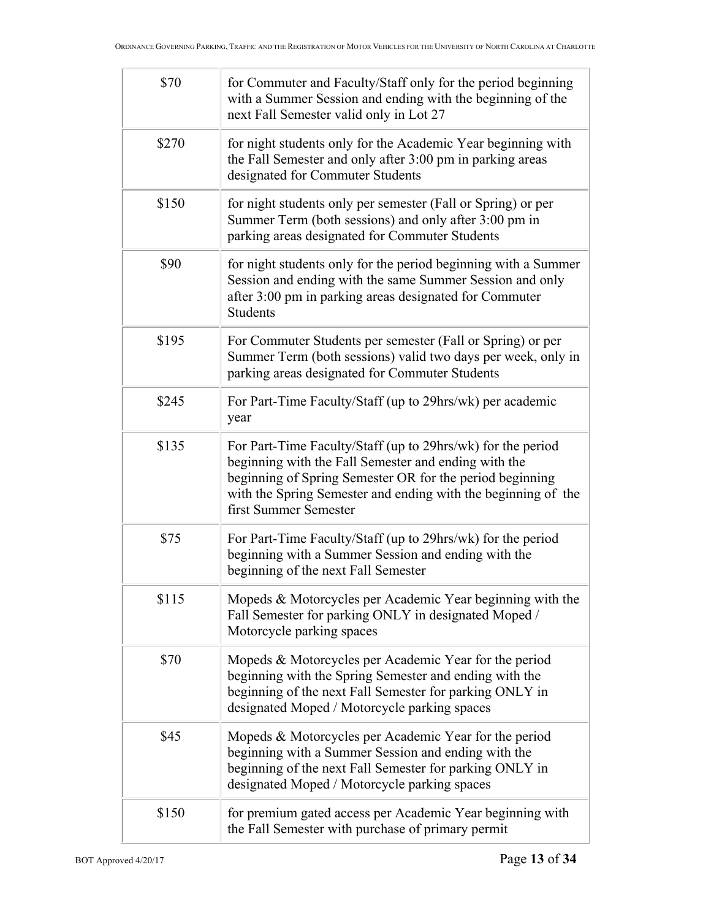| | |
|---|---|
| \$70 | for Commuter and Faculty/Staff only for the period beginning with a Summer Session and ending with the beginning of the next Fall Semester valid only in Lot 27 |
| \$270 | for night students only for the Academic Year beginning with the Fall Semester and only after 3:00 pm in parking areas designated for Commuter Students |
| \$150 | for night students only per semester (Fall or Spring) or per Summer Term (both sessions) and only after 3:00 pm in parking areas designated for Commuter Students |
| \$90 | for night students only for the period beginning with a Summer Session and ending with the same Summer Session and only after 3:00 pm in parking areas designated for Commuter Students |
| \$195 | For Commuter Students per semester (Fall or Spring) or per Summer Term (both sessions) valid two days per week, only in parking areas designated for Commuter Students |
| \$245 | For Part-Time Faculty/Staff (up to 29hrs/wk) per academic year |
| \$135 | For Part-Time Faculty/Staff (up to 29hrs/wk) for the period beginning with the Fall Semester and ending with the beginning of Spring Semester OR for the period beginning with the Spring Semester and ending with the beginning of the first Summer Semester |
| \$75 | For Part-Time Faculty/Staff (up to 29hrs/wk) for the period beginning with a Summer Session and ending with the beginning of the next Fall Semester |
| \$115 | Mopeds & Motorcycles per Academic Year beginning with the Fall Semester for parking ONLY in designated Moped / Motorcycle parking spaces |
| \$70 | Mopeds & Motorcycles per Academic Year for the period beginning with the Spring Semester and ending with the beginning of the next Fall Semester for parking ONLY in designated Moped / Motorcycle parking spaces |
| \$45 | Mopeds & Motorcycles per Academic Year for the period beginning with a Summer Session and ending with the beginning of the next Fall Semester for parking ONLY in designated Moped / Motorcycle parking spaces |
| \$150 | for premium gated access per Academic Year beginning with the Fall Semester with purchase of primary permit |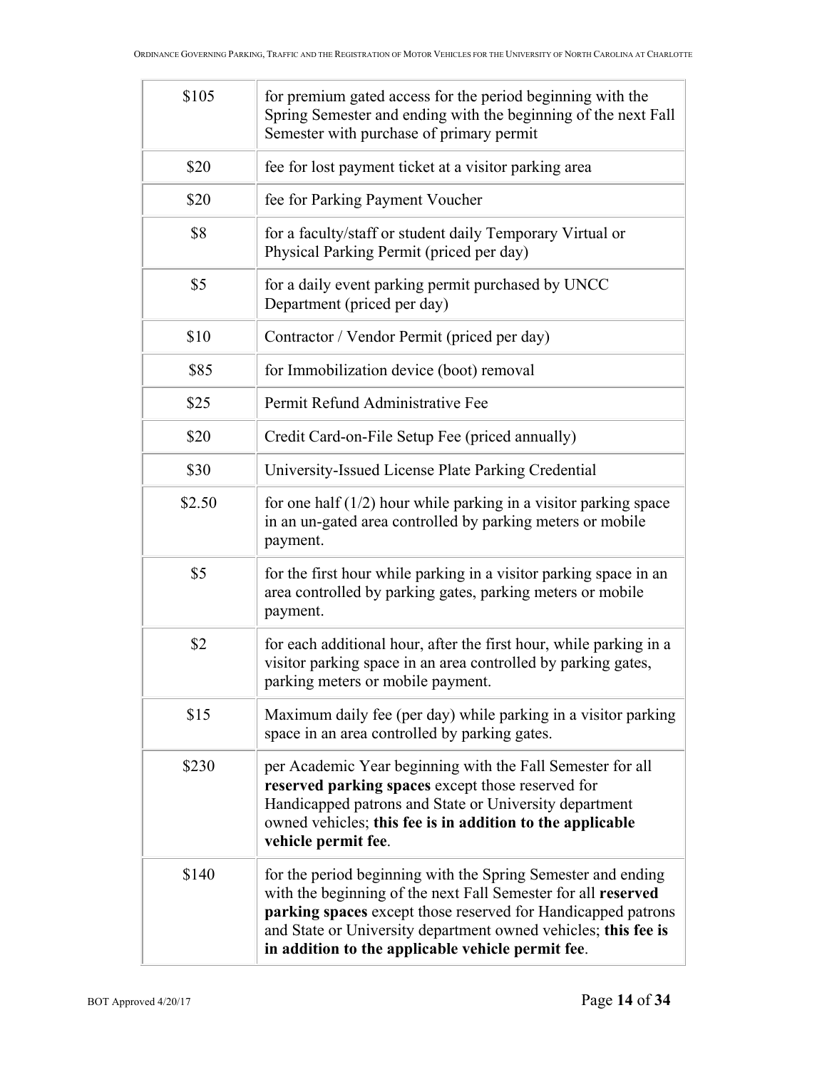| | |
|---|---|
| \$105 | for premium gated access for the period beginning with the Spring Semester and ending with the beginning of the next Fall Semester with purchase of primary permit |
| \$20 | fee for lost payment ticket at a visitor parking area |
| \$20 | fee for Parking Payment Voucher |
| \$8 | for a faculty/staff or student daily Temporary Virtual or Physical Parking Permit (priced per day) |
| \$5 | for a daily event parking permit purchased by UNCC Department (priced per day) |
| \$10 | Contractor / Vendor Permit (priced per day) |
| \$85 | for Immobilization device (boot) removal |
| \$25 | Permit Refund Administrative Fee |
| \$20 | Credit Card-on-File Setup Fee (priced annually) |
| \$30 | University-Issued License Plate Parking Credential |
| \$2.50 | for one half (1/2) hour while parking in a visitor parking space in an un-gated area controlled by parking meters or mobile payment. |
| \$5 | for the first hour while parking in a visitor parking space in an area controlled by parking gates, parking meters or mobile payment. |
| \$2 | for each additional hour, after the first hour, while parking in a visitor parking space in an area controlled by parking gates, parking meters or mobile payment. |
| \$15 | Maximum daily fee (per day) while parking in a visitor parking space in an area controlled by parking gates. |
| \$230 | per Academic Year beginning with the Fall Semester for all **reserved parking spaces** except those reserved for Handicapped patrons and State or University department owned vehicles; **this fee is in addition to the applicable vehicle permit fee**. |
| \$140 | for the period beginning with the Spring Semester and ending with the beginning of the next Fall Semester for all **reserved parking spaces** except those reserved for Handicapped patrons and State or University department owned vehicles; **this fee is in addition to the applicable vehicle permit fee**. |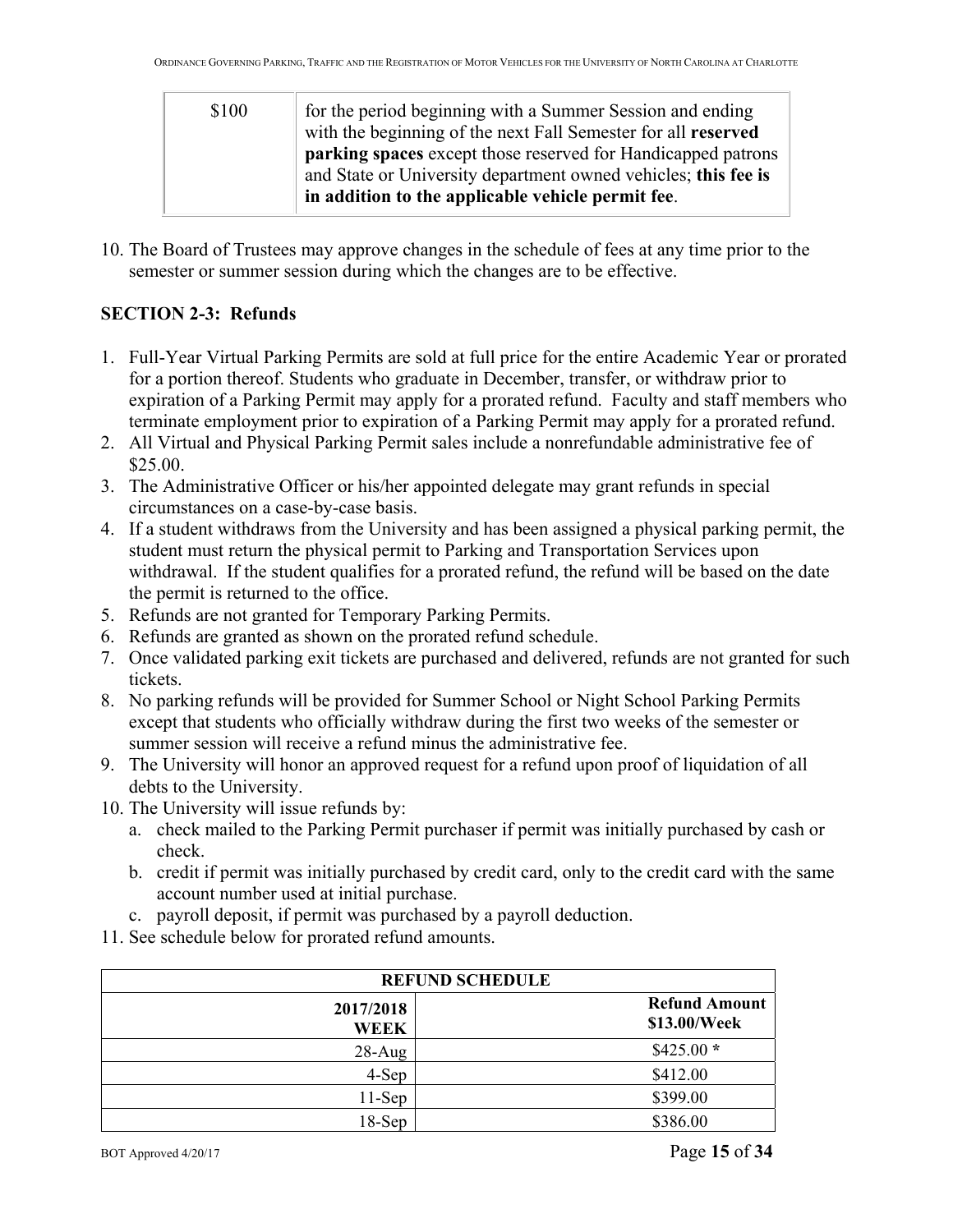| | |
|---|---|
| \$100 | for the period beginning with a Summer Session and ending with the beginning of the next Fall Semester for all **reserved parking spaces** except those reserved for Handicapped patrons and State or University department owned vehicles; **this fee is in addition to the applicable vehicle permit fee**. |

10. The Board of Trustees may approve changes in the schedule of fees at any time prior to the semester or summer session during which the changes are to be effective.

## SECTION 2-3: Refunds

1. Full-Year Virtual Parking Permits are sold at full price for the entire Academic Year or prorated for a portion thereof. Students who graduate in December, transfer, or withdraw prior to expiration of a Parking Permit may apply for a prorated refund. Faculty and staff members who terminate employment prior to expiration of a Parking Permit may apply for a prorated refund.
2. All Virtual and Physical Parking Permit sales include a nonrefundable administrative fee of $25.00.
3. The Administrative Officer or his/her appointed delegate may grant refunds in special circumstances on a case-by-case basis.
4. If a student withdraws from the University and has been assigned a physical parking permit, the student must return the physical permit to Parking and Transportation Services upon withdrawal. If the student qualifies for a prorated refund, the refund will be based on the date the permit is returned to the office.
5. Refunds are not granted for Temporary Parking Permits.
6. Refunds are granted as shown on the prorated refund schedule.
7. Once validated parking exit tickets are purchased and delivered, refunds are not granted for such tickets.
8. No parking refunds will be provided for Summer School or Night School Parking Permits except that students who officially withdraw during the first two weeks of the semester or summer session will receive a refund minus the administrative fee.
9. The University will honor an approved request for a refund upon proof of liquidation of all debts to the University.
10. The University will issue refunds by:
    a. check mailed to the Parking Permit purchaser if permit was initially purchased by cash or check.
    b. credit if permit was initially purchased by credit card, only to the credit card with the same account number used at initial purchase.
    c. payroll deposit, if permit was purchased by a payroll deduction.
11. See schedule below for prorated refund amounts.

| REFUND SCHEDULE | |
|---|---|
| **2017/2018 WEEK** | **Refund Amount \$13.00/Week** |
| 28-Aug | \$425.00 * |
| 4-Sep | \$412.00 |
| 11-Sep | \$399.00 |
| 18-Sep | \$386.00 |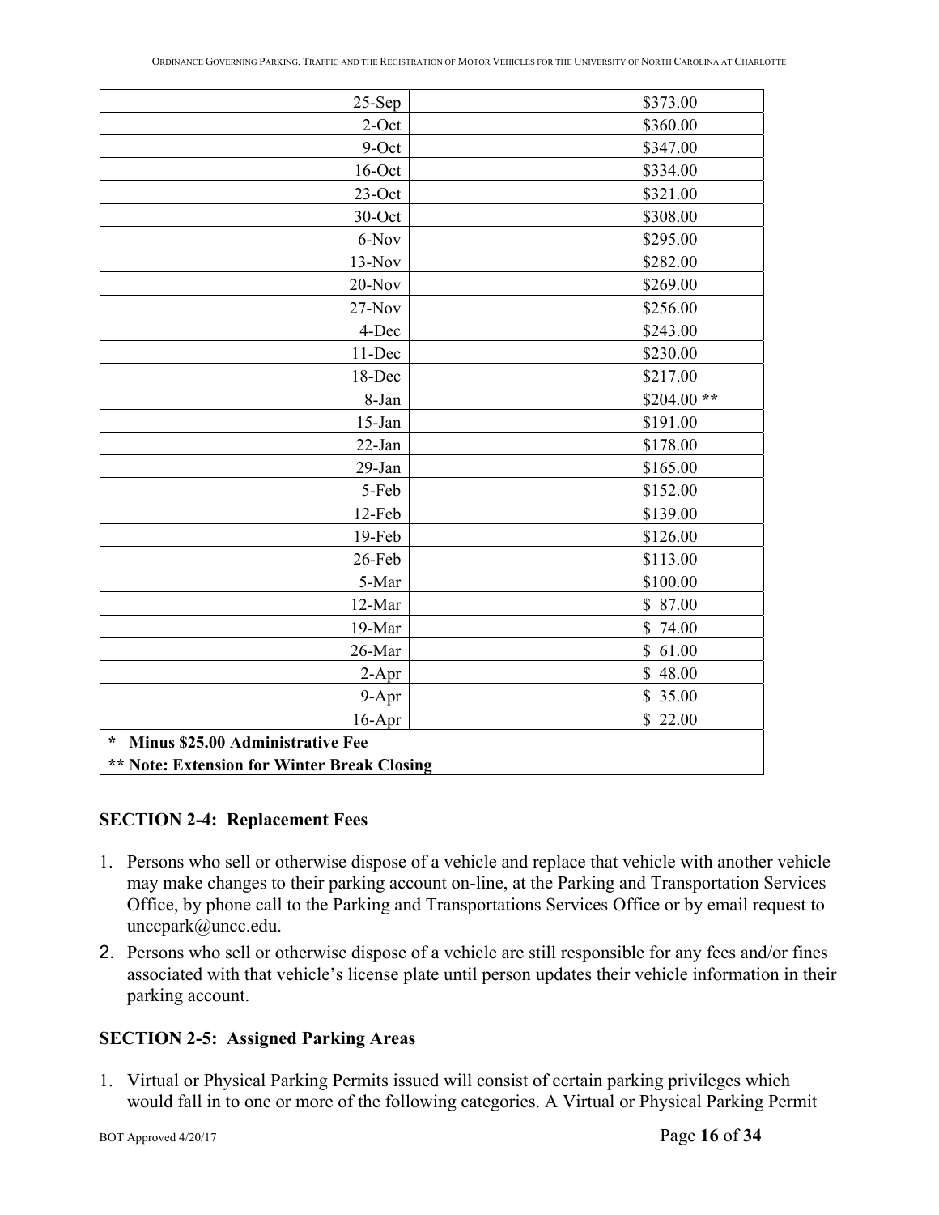| | |
|---|---|
| 25-Sep | $373.00 |
| 2-Oct | $360.00 |
| 9-Oct | $347.00 |
| 16-Oct | $334.00 |
| 23-Oct | $321.00 |
| 30-Oct | $308.00 |
| 6-Nov | $295.00 |
| 13-Nov | $282.00 |
| 20-Nov | $269.00 |
| 27-Nov | $256.00 |
| 4-Dec | $243.00 |
| 11-Dec | $230.00 |
| 18-Dec | $217.00 |
| 8-Jan | $204.00 ** |
| 15-Jan | $191.00 |
| 22-Jan | $178.00 |
| 29-Jan | $165.00 |
| 5-Feb | $152.00 |
| 12-Feb | $139.00 |
| 19-Feb | $126.00 |
| 26-Feb | $113.00 |
| 5-Mar | $100.00 |
| 12-Mar | $ 87.00 |
| 19-Mar | $ 74.00 |
| 26-Mar | $ 61.00 |
| 2-Apr | $ 48.00 |
| 9-Apr | $ 35.00 |
| 16-Apr | $ 22.00 |
| **\* Minus $25.00 Administrative Fee** | |
| **\*\* Note: Extension for Winter Break Closing** | |

### SECTION 2-4: Replacement Fees

1. Persons who sell or otherwise dispose of a vehicle and replace that vehicle with another vehicle may make changes to their parking account on-line, at the Parking and Transportation Services Office, by phone call to the Parking and Transportations Services Office or by email request to unccpark@uncc.edu.
2. Persons who sell or otherwise dispose of a vehicle are still responsible for any fees and/or fines associated with that vehicle's license plate until person updates their vehicle information in their parking account.

### SECTION 2-5: Assigned Parking Areas

1. Virtual or Physical Parking Permits issued will consist of certain parking privileges which would fall in to one or more of the following categories. A Virtual or Physical Parking Permit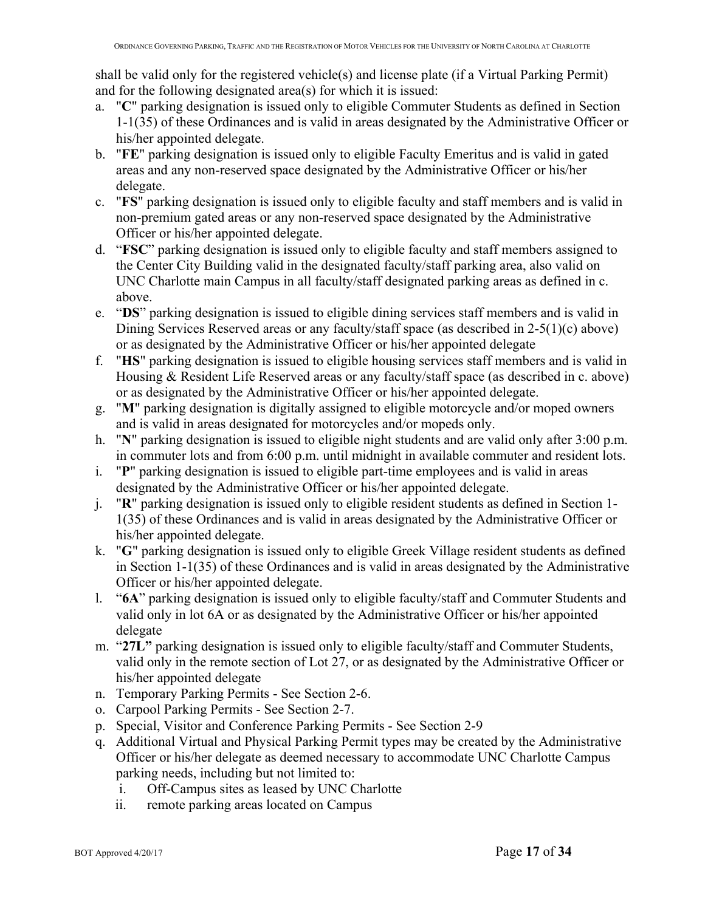shall be valid only for the registered vehicle(s) and license plate (if a Virtual Parking Permit) and for the following designated area(s) for which it is issued:

a. "**C**" parking designation is issued only to eligible Commuter Students as defined in Section 1-1(35) of these Ordinances and is valid in areas designated by the Administrative Officer or his/her appointed delegate.
b. "**FE**" parking designation is issued only to eligible Faculty Emeritus and is valid in gated areas and any non-reserved space designated by the Administrative Officer or his/her delegate.
c. "**FS**" parking designation is issued only to eligible faculty and staff members and is valid in non-premium gated areas or any non-reserved space designated by the Administrative Officer or his/her appointed delegate.
d. "**FSC**" parking designation is issued only to eligible faculty and staff members assigned to the Center City Building valid in the designated faculty/staff parking area, also valid on UNC Charlotte main Campus in all faculty/staff designated parking areas as defined in c. above.
e. "**DS**" parking designation is issued to eligible dining services staff members and is valid in Dining Services Reserved areas or any faculty/staff space (as described in 2-5(1)(c) above) or as designated by the Administrative Officer or his/her appointed delegate
f. "**HS**" parking designation is issued to eligible housing services staff members and is valid in Housing & Resident Life Reserved areas or any faculty/staff space (as described in c. above) or as designated by the Administrative Officer or his/her appointed delegate.
g. "**M**" parking designation is digitally assigned to eligible motorcycle and/or moped owners and is valid in areas designated for motorcycles and/or mopeds only.
h. "**N**" parking designation is issued to eligible night students and are valid only after 3:00 p.m. in commuter lots and from 6:00 p.m. until midnight in available commuter and resident lots.
i. "**P**" parking designation is issued to eligible part-time employees and is valid in areas designated by the Administrative Officer or his/her appointed delegate.
j. "**R**" parking designation is issued only to eligible resident students as defined in Section 1-1(35) of these Ordinances and is valid in areas designated by the Administrative Officer or his/her appointed delegate.
k. "**G**" parking designation is issued only to eligible Greek Village resident students as defined in Section 1-1(35) of these Ordinances and is valid in areas designated by the Administrative Officer or his/her appointed delegate.
l. "**6A**" parking designation is issued only to eligible faculty/staff and Commuter Students and valid only in lot 6A or as designated by the Administrative Officer or his/her appointed delegate
m. "**27L"** parking designation is issued only to eligible faculty/staff and Commuter Students, valid only in the remote section of Lot 27, or as designated by the Administrative Officer or his/her appointed delegate
n. Temporary Parking Permits - See Section 2-6.
o. Carpool Parking Permits - See Section 2-7.
p. Special, Visitor and Conference Parking Permits - See Section 2-9
q. Additional Virtual and Physical Parking Permit types may be created by the Administrative Officer or his/her delegate as deemed necessary to accommodate UNC Charlotte Campus parking needs, including but not limited to:
   i. Off-Campus sites as leased by UNC Charlotte
   ii. remote parking areas located on Campus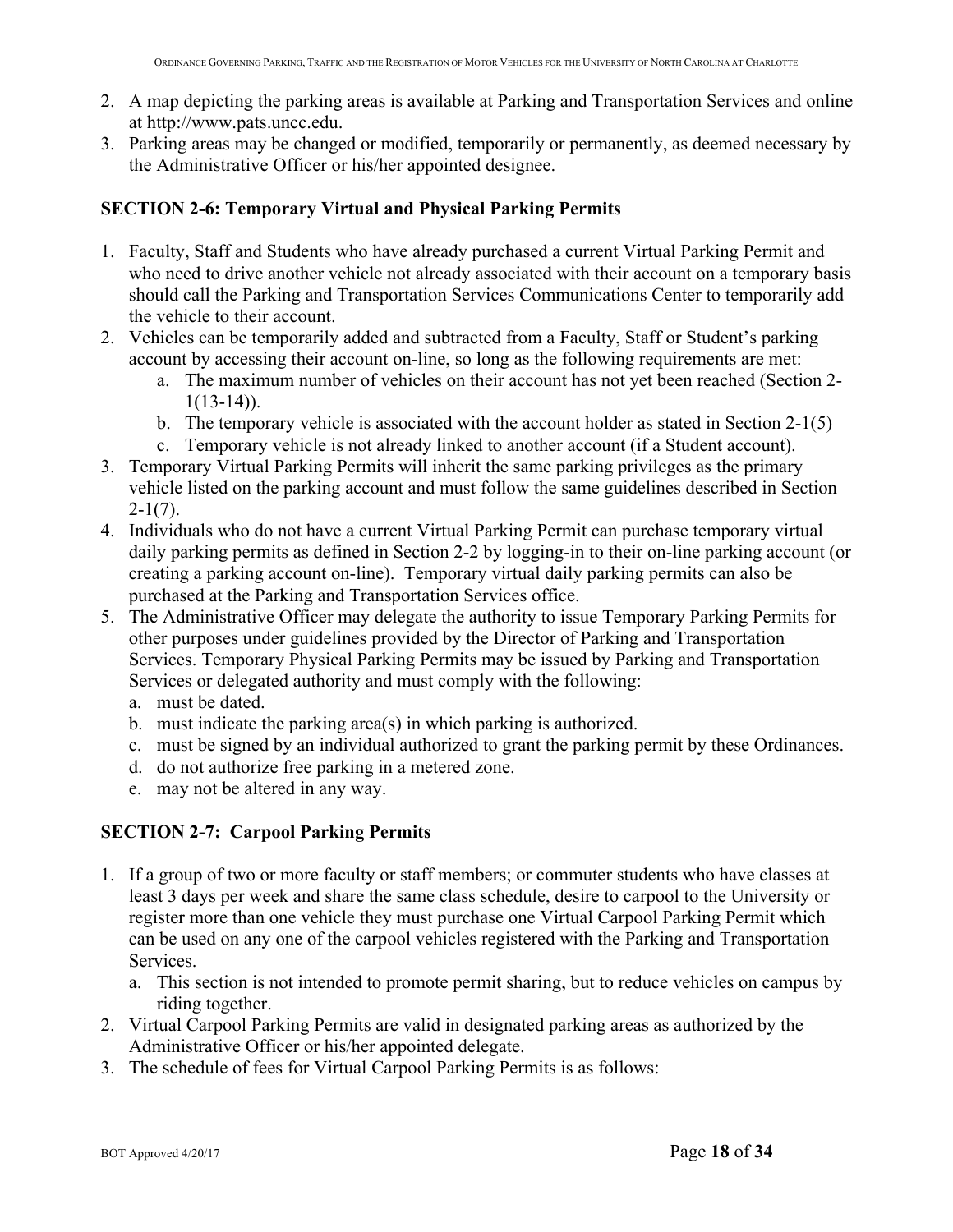2. A map depicting the parking areas is available at Parking and Transportation Services and online at http://www.pats.uncc.edu.
3. Parking areas may be changed or modified, temporarily or permanently, as deemed necessary by the Administrative Officer or his/her appointed designee.

### SECTION 2-6: Temporary Virtual and Physical Parking Permits

1. Faculty, Staff and Students who have already purchased a current Virtual Parking Permit and who need to drive another vehicle not already associated with their account on a temporary basis should call the Parking and Transportation Services Communications Center to temporarily add the vehicle to their account.
2. Vehicles can be temporarily added and subtracted from a Faculty, Staff or Student's parking account by accessing their account on-line, so long as the following requirements are met:
   a. The maximum number of vehicles on their account has not yet been reached (Section 2-1(13-14)).
   b. The temporary vehicle is associated with the account holder as stated in Section 2-1(5)
   c. Temporary vehicle is not already linked to another account (if a Student account).
3. Temporary Virtual Parking Permits will inherit the same parking privileges as the primary vehicle listed on the parking account and must follow the same guidelines described in Section 2-1(7).
4. Individuals who do not have a current Virtual Parking Permit can purchase temporary virtual daily parking permits as defined in Section 2-2 by logging-in to their on-line parking account (or creating a parking account on-line). Temporary virtual daily parking permits can also be purchased at the Parking and Transportation Services office.
5. The Administrative Officer may delegate the authority to issue Temporary Parking Permits for other purposes under guidelines provided by the Director of Parking and Transportation Services. Temporary Physical Parking Permits may be issued by Parking and Transportation Services or delegated authority and must comply with the following:
   a. must be dated.
   b. must indicate the parking area(s) in which parking is authorized.
   c. must be signed by an individual authorized to grant the parking permit by these Ordinances.
   d. do not authorize free parking in a metered zone.
   e. may not be altered in any way.

### SECTION 2-7: Carpool Parking Permits

1. If a group of two or more faculty or staff members; or commuter students who have classes at least 3 days per week and share the same class schedule, desire to carpool to the University or register more than one vehicle they must purchase one Virtual Carpool Parking Permit which can be used on any one of the carpool vehicles registered with the Parking and Transportation Services.
   a. This section is not intended to promote permit sharing, but to reduce vehicles on campus by riding together.
2. Virtual Carpool Parking Permits are valid in designated parking areas as authorized by the Administrative Officer or his/her appointed delegate.
3. The schedule of fees for Virtual Carpool Parking Permits is as follows: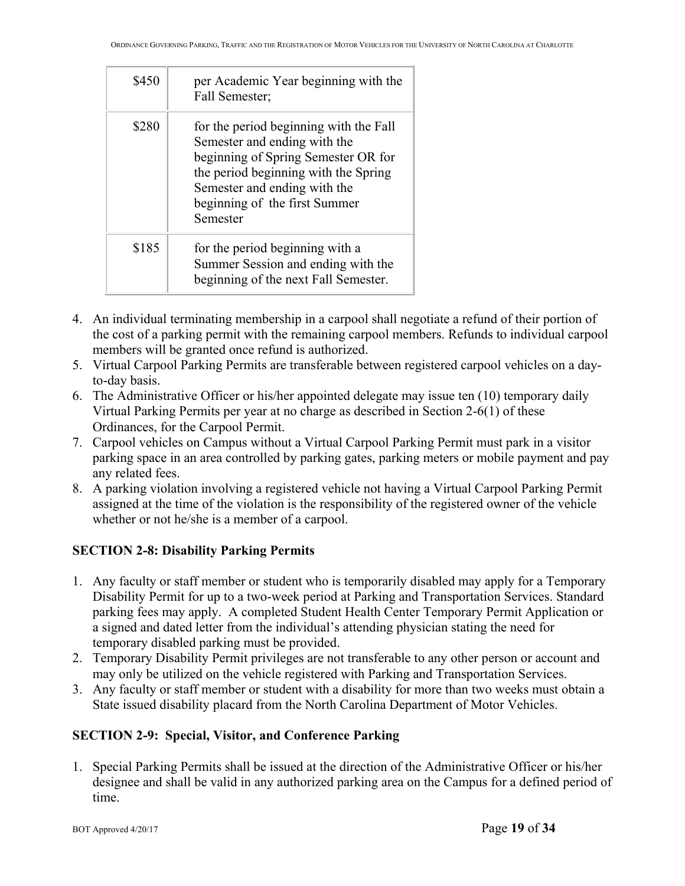| | |
|---|---|
| \$450 | per Academic Year beginning with the Fall Semester; |
| \$280 | for the period beginning with the Fall Semester and ending with the beginning of Spring Semester OR for the period beginning with the Spring Semester and ending with the beginning of the first Summer Semester |
| \$185 | for the period beginning with a Summer Session and ending with the beginning of the next Fall Semester. |

4. An individual terminating membership in a carpool shall negotiate a refund of their portion of the cost of a parking permit with the remaining carpool members. Refunds to individual carpool members will be granted once refund is authorized.
5. Virtual Carpool Parking Permits are transferable between registered carpool vehicles on a day-to-day basis.
6. The Administrative Officer or his/her appointed delegate may issue ten (10) temporary daily Virtual Parking Permits per year at no charge as described in Section 2-6(1) of these Ordinances, for the Carpool Permit.
7. Carpool vehicles on Campus without a Virtual Carpool Parking Permit must park in a visitor parking space in an area controlled by parking gates, parking meters or mobile payment and pay any related fees.
8. A parking violation involving a registered vehicle not having a Virtual Carpool Parking Permit assigned at the time of the violation is the responsibility of the registered owner of the vehicle whether or not he/she is a member of a carpool.

**SECTION 2-8: Disability Parking Permits**

1. Any faculty or staff member or student who is temporarily disabled may apply for a Temporary Disability Permit for up to a two-week period at Parking and Transportation Services. Standard parking fees may apply. A completed Student Health Center Temporary Permit Application or a signed and dated letter from the individual's attending physician stating the need for temporary disabled parking must be provided.
2. Temporary Disability Permit privileges are not transferable to any other person or account and may only be utilized on the vehicle registered with Parking and Transportation Services.
3. Any faculty or staff member or student with a disability for more than two weeks must obtain a State issued disability placard from the North Carolina Department of Motor Vehicles.

**SECTION 2-9: Special, Visitor, and Conference Parking**

1. Special Parking Permits shall be issued at the direction of the Administrative Officer or his/her designee and shall be valid in any authorized parking area on the Campus for a defined period of time.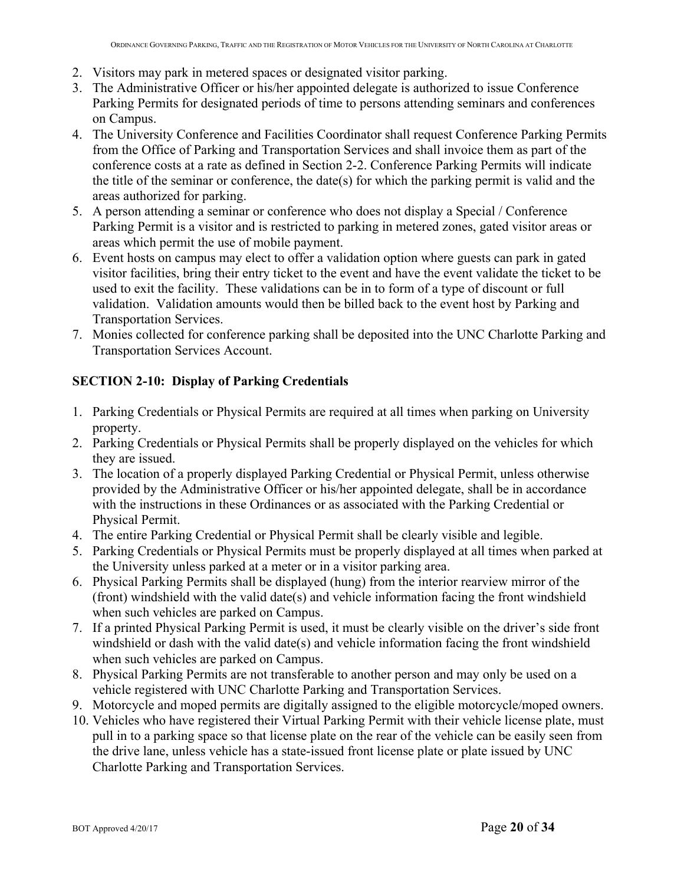2. Visitors may park in metered spaces or designated visitor parking.
3. The Administrative Officer or his/her appointed delegate is authorized to issue Conference Parking Permits for designated periods of time to persons attending seminars and conferences on Campus.
4. The University Conference and Facilities Coordinator shall request Conference Parking Permits from the Office of Parking and Transportation Services and shall invoice them as part of the conference costs at a rate as defined in Section 2-2. Conference Parking Permits will indicate the title of the seminar or conference, the date(s) for which the parking permit is valid and the areas authorized for parking.
5. A person attending a seminar or conference who does not display a Special / Conference Parking Permit is a visitor and is restricted to parking in metered zones, gated visitor areas or areas which permit the use of mobile payment.
6. Event hosts on campus may elect to offer a validation option where guests can park in gated visitor facilities, bring their entry ticket to the event and have the event validate the ticket to be used to exit the facility. These validations can be in to form of a type of discount or full validation. Validation amounts would then be billed back to the event host by Parking and Transportation Services.
7. Monies collected for conference parking shall be deposited into the UNC Charlotte Parking and Transportation Services Account.

## SECTION 2-10: Display of Parking Credentials

1. Parking Credentials or Physical Permits are required at all times when parking on University property.
2. Parking Credentials or Physical Permits shall be properly displayed on the vehicles for which they are issued.
3. The location of a properly displayed Parking Credential or Physical Permit, unless otherwise provided by the Administrative Officer or his/her appointed delegate, shall be in accordance with the instructions in these Ordinances or as associated with the Parking Credential or Physical Permit.
4. The entire Parking Credential or Physical Permit shall be clearly visible and legible.
5. Parking Credentials or Physical Permits must be properly displayed at all times when parked at the University unless parked at a meter or in a visitor parking area.
6. Physical Parking Permits shall be displayed (hung) from the interior rearview mirror of the (front) windshield with the valid date(s) and vehicle information facing the front windshield when such vehicles are parked on Campus.
7. If a printed Physical Parking Permit is used, it must be clearly visible on the driver's side front windshield or dash with the valid date(s) and vehicle information facing the front windshield when such vehicles are parked on Campus.
8. Physical Parking Permits are not transferable to another person and may only be used on a vehicle registered with UNC Charlotte Parking and Transportation Services.
9. Motorcycle and moped permits are digitally assigned to the eligible motorcycle/moped owners.
10. Vehicles who have registered their Virtual Parking Permit with their vehicle license plate, must pull in to a parking space so that license plate on the rear of the vehicle can be easily seen from the drive lane, unless vehicle has a state-issued front license plate or plate issued by UNC Charlotte Parking and Transportation Services.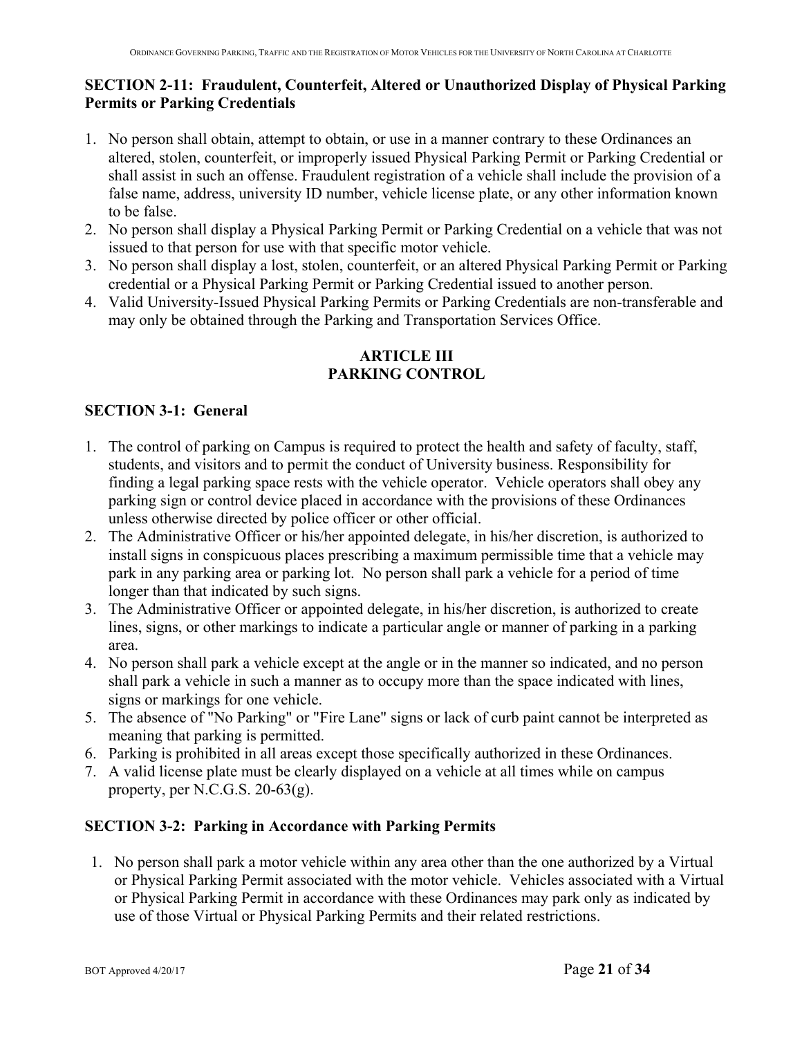### SECTION 2-11: Fraudulent, Counterfeit, Altered or Unauthorized Display of Physical Parking Permits or Parking Credentials

1. No person shall obtain, attempt to obtain, or use in a manner contrary to these Ordinances an altered, stolen, counterfeit, or improperly issued Physical Parking Permit or Parking Credential or shall assist in such an offense. Fraudulent registration of a vehicle shall include the provision of a false name, address, university ID number, vehicle license plate, or any other information known to be false.
2. No person shall display a Physical Parking Permit or Parking Credential on a vehicle that was not issued to that person for use with that specific motor vehicle.
3. No person shall display a lost, stolen, counterfeit, or an altered Physical Parking Permit or Parking credential or a Physical Parking Permit or Parking Credential issued to another person.
4. Valid University-Issued Physical Parking Permits or Parking Credentials are non-transferable and may only be obtained through the Parking and Transportation Services Office.

## ARTICLE III
## PARKING CONTROL

### SECTION 3-1: General

1. The control of parking on Campus is required to protect the health and safety of faculty, staff, students, and visitors and to permit the conduct of University business. Responsibility for finding a legal parking space rests with the vehicle operator. Vehicle operators shall obey any parking sign or control device placed in accordance with the provisions of these Ordinances unless otherwise directed by police officer or other official.
2. The Administrative Officer or his/her appointed delegate, in his/her discretion, is authorized to install signs in conspicuous places prescribing a maximum permissible time that a vehicle may park in any parking area or parking lot. No person shall park a vehicle for a period of time longer than that indicated by such signs.
3. The Administrative Officer or appointed delegate, in his/her discretion, is authorized to create lines, signs, or other markings to indicate a particular angle or manner of parking in a parking area.
4. No person shall park a vehicle except at the angle or in the manner so indicated, and no person shall park a vehicle in such a manner as to occupy more than the space indicated with lines, signs or markings for one vehicle.
5. The absence of "No Parking" or "Fire Lane" signs or lack of curb paint cannot be interpreted as meaning that parking is permitted.
6. Parking is prohibited in all areas except those specifically authorized in these Ordinances.
7. A valid license plate must be clearly displayed on a vehicle at all times while on campus property, per N.C.G.S. 20-63(g).

### SECTION 3-2: Parking in Accordance with Parking Permits

1. No person shall park a motor vehicle within any area other than the one authorized by a Virtual or Physical Parking Permit associated with the motor vehicle. Vehicles associated with a Virtual or Physical Parking Permit in accordance with these Ordinances may park only as indicated by use of those Virtual or Physical Parking Permits and their related restrictions.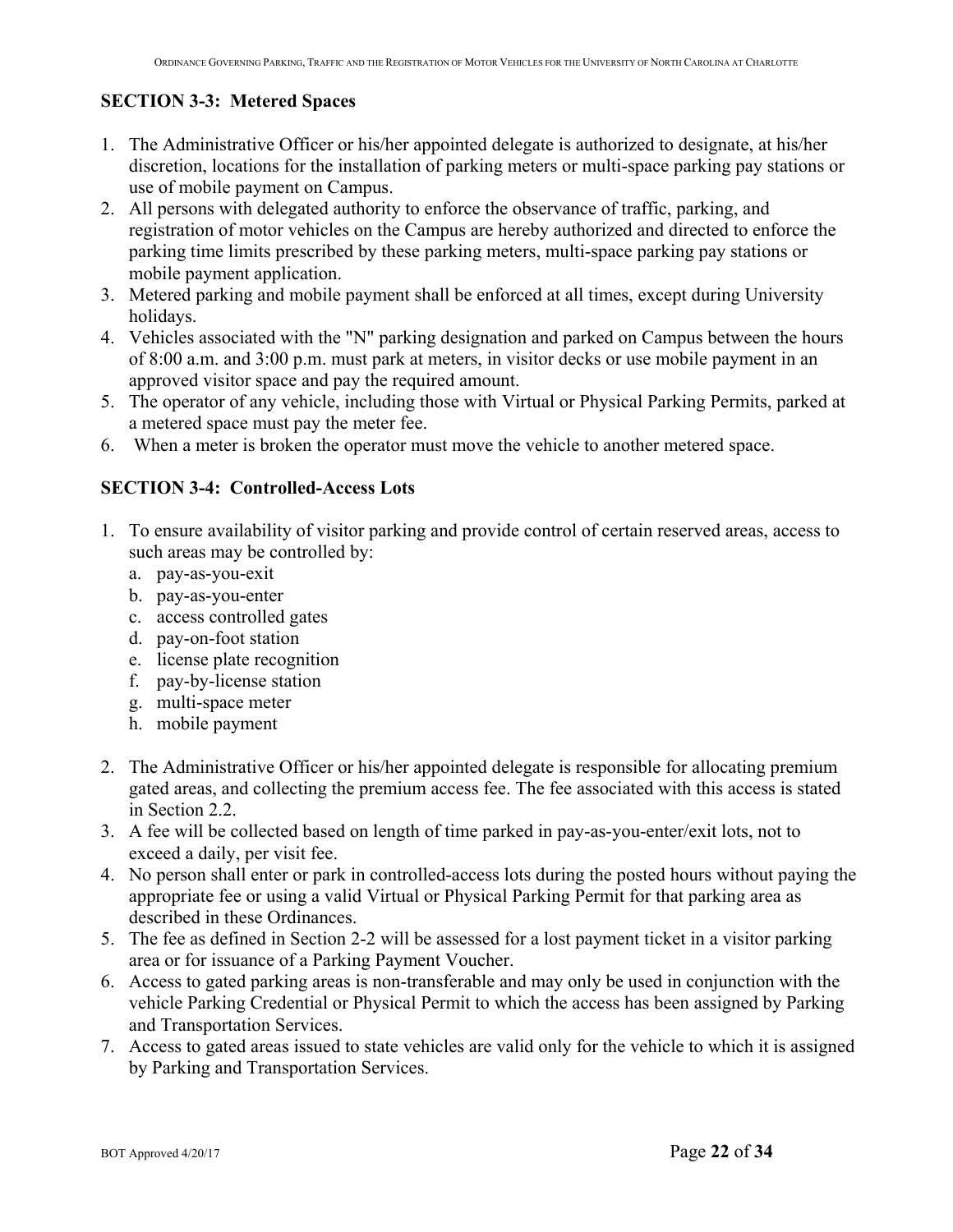### SECTION 3-3: Metered Spaces

1. The Administrative Officer or his/her appointed delegate is authorized to designate, at his/her discretion, locations for the installation of parking meters or multi-space parking pay stations or use of mobile payment on Campus.
2. All persons with delegated authority to enforce the observance of traffic, parking, and registration of motor vehicles on the Campus are hereby authorized and directed to enforce the parking time limits prescribed by these parking meters, multi-space parking pay stations or mobile payment application.
3. Metered parking and mobile payment shall be enforced at all times, except during University holidays.
4. Vehicles associated with the "N" parking designation and parked on Campus between the hours of 8:00 a.m. and 3:00 p.m. must park at meters, in visitor decks or use mobile payment in an approved visitor space and pay the required amount.
5. The operator of any vehicle, including those with Virtual or Physical Parking Permits, parked at a metered space must pay the meter fee.
6. When a meter is broken the operator must move the vehicle to another metered space.

### SECTION 3-4: Controlled-Access Lots

1. To ensure availability of visitor parking and provide control of certain reserved areas, access to such areas may be controlled by:
   a. pay-as-you-exit
   b. pay-as-you-enter
   c. access controlled gates
   d. pay-on-foot station
   e. license plate recognition
   f. pay-by-license station
   g. multi-space meter
   h. mobile payment
2. The Administrative Officer or his/her appointed delegate is responsible for allocating premium gated areas, and collecting the premium access fee. The fee associated with this access is stated in Section 2.2.
3. A fee will be collected based on length of time parked in pay-as-you-enter/exit lots, not to exceed a daily, per visit fee.
4. No person shall enter or park in controlled-access lots during the posted hours without paying the appropriate fee or using a valid Virtual or Physical Parking Permit for that parking area as described in these Ordinances.
5. The fee as defined in Section 2-2 will be assessed for a lost payment ticket in a visitor parking area or for issuance of a Parking Payment Voucher.
6. Access to gated parking areas is non-transferable and may only be used in conjunction with the vehicle Parking Credential or Physical Permit to which the access has been assigned by Parking and Transportation Services.
7. Access to gated areas issued to state vehicles are valid only for the vehicle to which it is assigned by Parking and Transportation Services.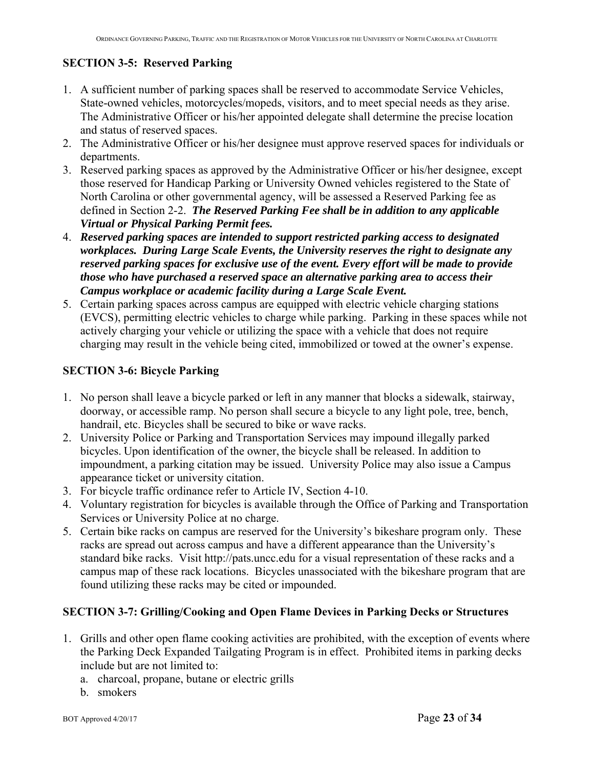## SECTION 3-5: Reserved Parking

1. A sufficient number of parking spaces shall be reserved to accommodate Service Vehicles, State-owned vehicles, motorcycles/mopeds, visitors, and to meet special needs as they arise. The Administrative Officer or his/her appointed delegate shall determine the precise location and status of reserved spaces.
2. The Administrative Officer or his/her designee must approve reserved spaces for individuals or departments.
3. Reserved parking spaces as approved by the Administrative Officer or his/her designee, except those reserved for Handicap Parking or University Owned vehicles registered to the State of North Carolina or other governmental agency, will be assessed a Reserved Parking fee as defined in Section 2-2. ***The Reserved Parking Fee shall be in addition to any applicable Virtual or Physical Parking Permit fees.***
4. ***Reserved parking spaces are intended to support restricted parking access to designated workplaces. During Large Scale Events, the University reserves the right to designate any reserved parking spaces for exclusive use of the event. Every effort will be made to provide those who have purchased a reserved space an alternative parking area to access their Campus workplace or academic facility during a Large Scale Event.***
5. Certain parking spaces across campus are equipped with electric vehicle charging stations (EVCS), permitting electric vehicles to charge while parking. Parking in these spaces while not actively charging your vehicle or utilizing the space with a vehicle that does not require charging may result in the vehicle being cited, immobilized or towed at the owner's expense.

## SECTION 3-6: Bicycle Parking

1. No person shall leave a bicycle parked or left in any manner that blocks a sidewalk, stairway, doorway, or accessible ramp. No person shall secure a bicycle to any light pole, tree, bench, handrail, etc. Bicycles shall be secured to bike or wave racks.
2. University Police or Parking and Transportation Services may impound illegally parked bicycles. Upon identification of the owner, the bicycle shall be released. In addition to impoundment, a parking citation may be issued. University Police may also issue a Campus appearance ticket or university citation.
3. For bicycle traffic ordinance refer to Article IV, Section 4-10.
4. Voluntary registration for bicycles is available through the Office of Parking and Transportation Services or University Police at no charge.
5. Certain bike racks on campus are reserved for the University's bikeshare program only. These racks are spread out across campus and have a different appearance than the University's standard bike racks. Visit http://pats.uncc.edu for a visual representation of these racks and a campus map of these rack locations. Bicycles unassociated with the bikeshare program that are found utilizing these racks may be cited or impounded.

## SECTION 3-7: Grilling/Cooking and Open Flame Devices in Parking Decks or Structures

1. Grills and other open flame cooking activities are prohibited, with the exception of events where the Parking Deck Expanded Tailgating Program is in effect. Prohibited items in parking decks include but are not limited to:
   a. charcoal, propane, butane or electric grills
   b. smokers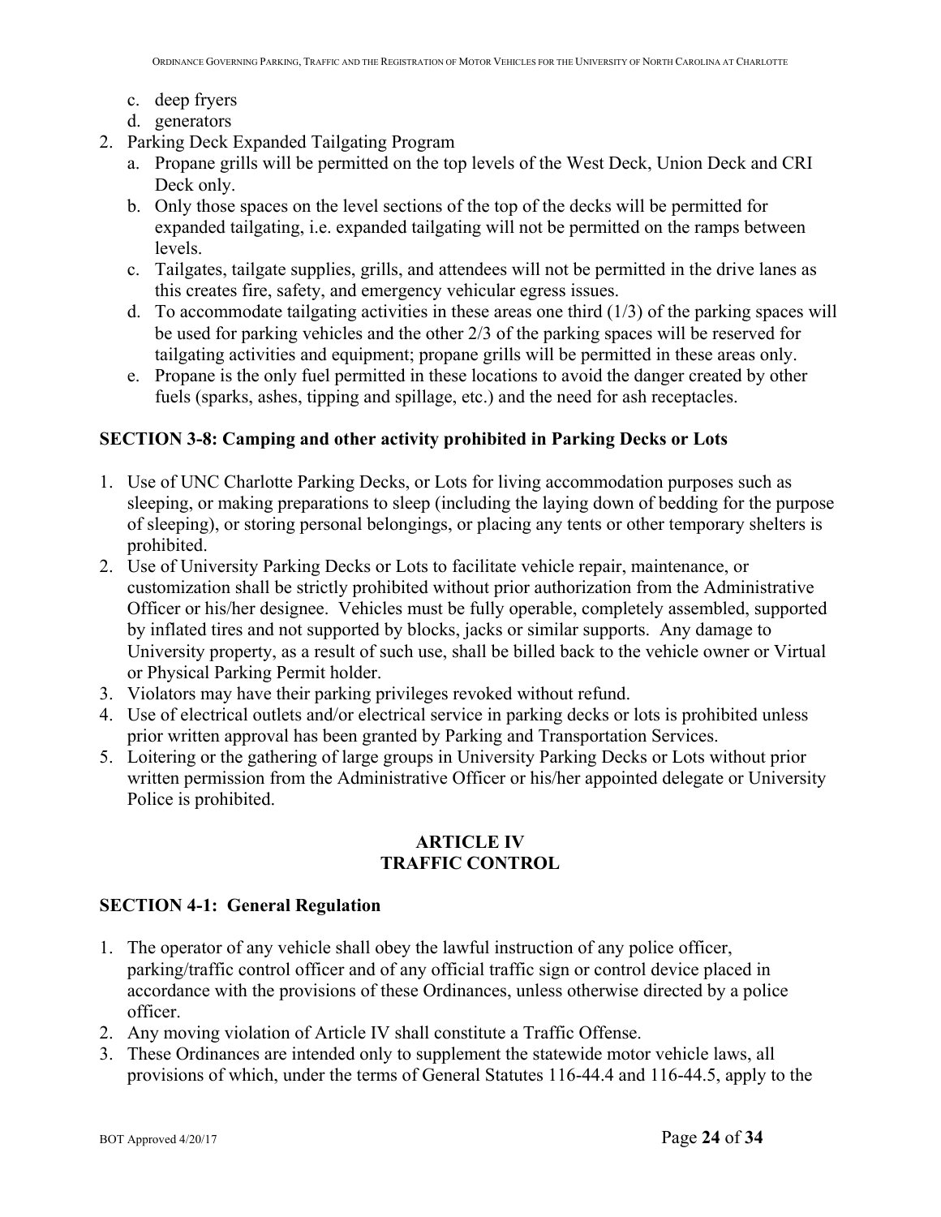c. deep fryers
   d. generators
2. Parking Deck Expanded Tailgating Program
   a. Propane grills will be permitted on the top levels of the West Deck, Union Deck and CRI Deck only.
   b. Only those spaces on the level sections of the top of the decks will be permitted for expanded tailgating, i.e. expanded tailgating will not be permitted on the ramps between levels.
   c. Tailgates, tailgate supplies, grills, and attendees will not be permitted in the drive lanes as this creates fire, safety, and emergency vehicular egress issues.
   d. To accommodate tailgating activities in these areas one third (1/3) of the parking spaces will be used for parking vehicles and the other 2/3 of the parking spaces will be reserved for tailgating activities and equipment; propane grills will be permitted in these areas only.
   e. Propane is the only fuel permitted in these locations to avoid the danger created by other fuels (sparks, ashes, tipping and spillage, etc.) and the need for ash receptacles.

**SECTION 3-8: Camping and other activity prohibited in Parking Decks or Lots**

1. Use of UNC Charlotte Parking Decks, or Lots for living accommodation purposes such as sleeping, or making preparations to sleep (including the laying down of bedding for the purpose of sleeping), or storing personal belongings, or placing any tents or other temporary shelters is prohibited.
2. Use of University Parking Decks or Lots to facilitate vehicle repair, maintenance, or customization shall be strictly prohibited without prior authorization from the Administrative Officer or his/her designee. Vehicles must be fully operable, completely assembled, supported by inflated tires and not supported by blocks, jacks or similar supports. Any damage to University property, as a result of such use, shall be billed back to the vehicle owner or Virtual or Physical Parking Permit holder.
3. Violators may have their parking privileges revoked without refund.
4. Use of electrical outlets and/or electrical service in parking decks or lots is prohibited unless prior written approval has been granted by Parking and Transportation Services.
5. Loitering or the gathering of large groups in University Parking Decks or Lots without prior written permission from the Administrative Officer or his/her appointed delegate or University Police is prohibited.

## ARTICLE IV
## TRAFFIC CONTROL

**SECTION 4-1: General Regulation**

1. The operator of any vehicle shall obey the lawful instruction of any police officer, parking/traffic control officer and of any official traffic sign or control device placed in accordance with the provisions of these Ordinances, unless otherwise directed by a police officer.
2. Any moving violation of Article IV shall constitute a Traffic Offense.
3. These Ordinances are intended only to supplement the statewide motor vehicle laws, all provisions of which, under the terms of General Statutes 116-44.4 and 116-44.5, apply to the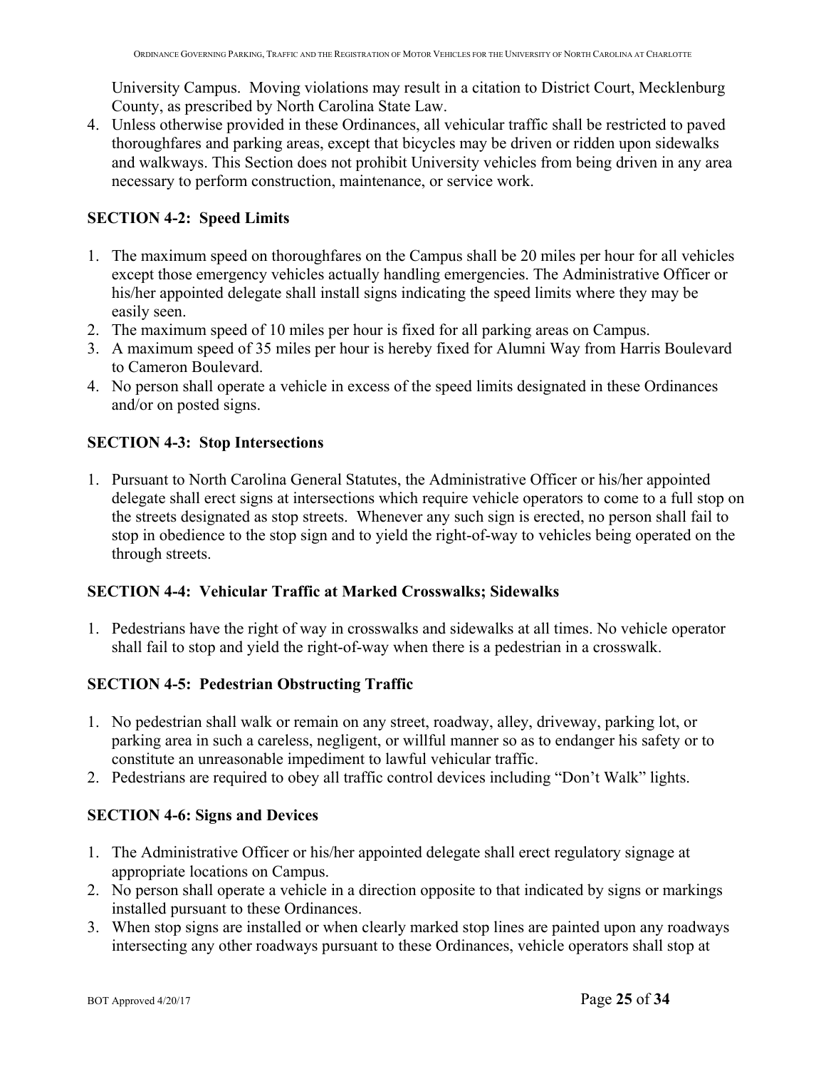University Campus. Moving violations may result in a citation to District Court, Mecklenburg County, as prescribed by North Carolina State Law.

4. Unless otherwise provided in these Ordinances, all vehicular traffic shall be restricted to paved thoroughfares and parking areas, except that bicycles may be driven or ridden upon sidewalks and walkways. This Section does not prohibit University vehicles from being driven in any area necessary to perform construction, maintenance, or service work.

**SECTION 4-2: Speed Limits**

1. The maximum speed on thoroughfares on the Campus shall be 20 miles per hour for all vehicles except those emergency vehicles actually handling emergencies. The Administrative Officer or his/her appointed delegate shall install signs indicating the speed limits where they may be easily seen.
2. The maximum speed of 10 miles per hour is fixed for all parking areas on Campus.
3. A maximum speed of 35 miles per hour is hereby fixed for Alumni Way from Harris Boulevard to Cameron Boulevard.
4. No person shall operate a vehicle in excess of the speed limits designated in these Ordinances and/or on posted signs.

**SECTION 4-3: Stop Intersections**

1. Pursuant to North Carolina General Statutes, the Administrative Officer or his/her appointed delegate shall erect signs at intersections which require vehicle operators to come to a full stop on the streets designated as stop streets. Whenever any such sign is erected, no person shall fail to stop in obedience to the stop sign and to yield the right-of-way to vehicles being operated on the through streets.

**SECTION 4-4: Vehicular Traffic at Marked Crosswalks; Sidewalks**

1. Pedestrians have the right of way in crosswalks and sidewalks at all times. No vehicle operator shall fail to stop and yield the right-of-way when there is a pedestrian in a crosswalk.

**SECTION 4-5: Pedestrian Obstructing Traffic**

1. No pedestrian shall walk or remain on any street, roadway, alley, driveway, parking lot, or parking area in such a careless, negligent, or willful manner so as to endanger his safety or to constitute an unreasonable impediment to lawful vehicular traffic.
2. Pedestrians are required to obey all traffic control devices including "Don't Walk" lights.

**SECTION 4-6: Signs and Devices**

1. The Administrative Officer or his/her appointed delegate shall erect regulatory signage at appropriate locations on Campus.
2. No person shall operate a vehicle in a direction opposite to that indicated by signs or markings installed pursuant to these Ordinances.
3. When stop signs are installed or when clearly marked stop lines are painted upon any roadways intersecting any other roadways pursuant to these Ordinances, vehicle operators shall stop at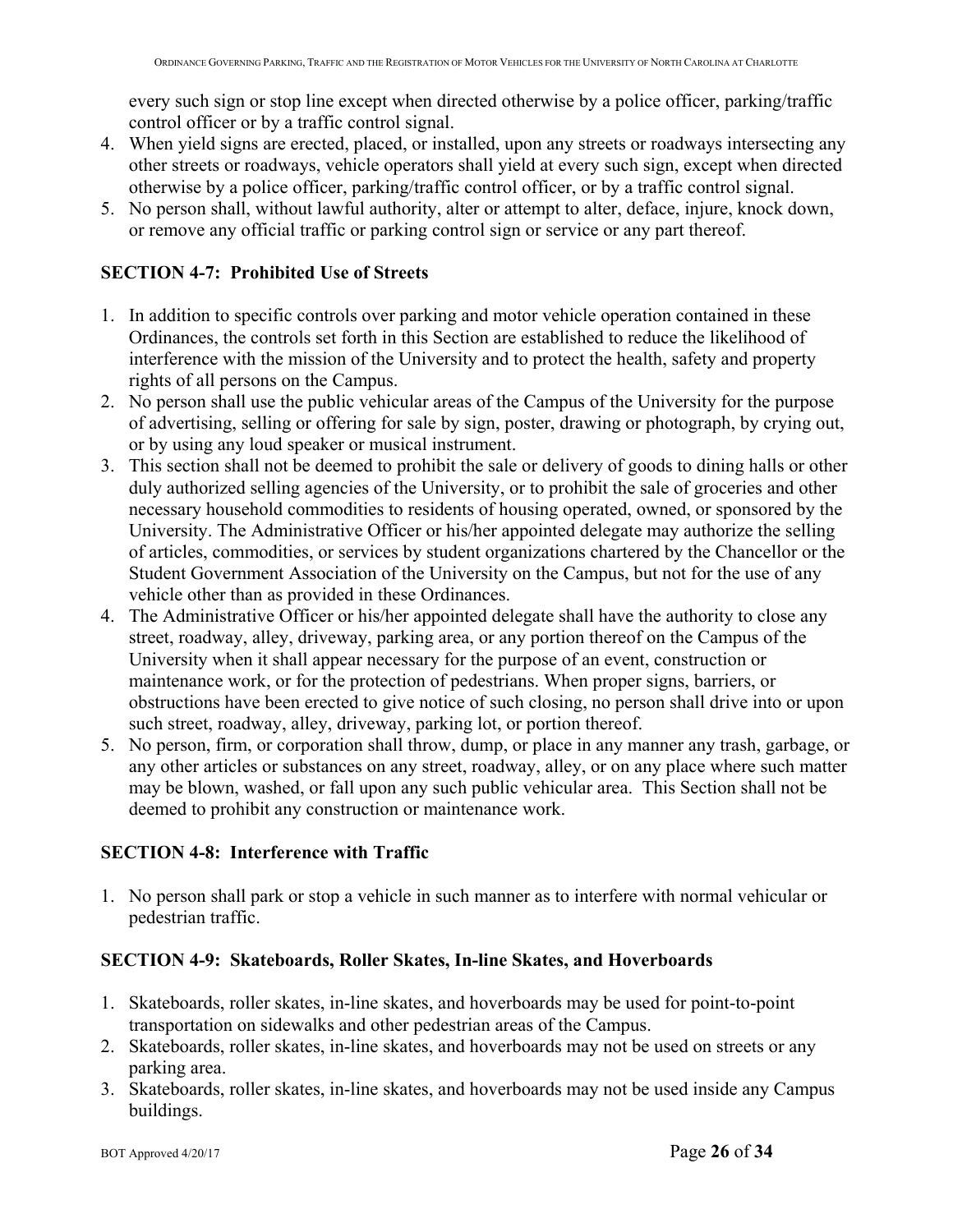every such sign or stop line except when directed otherwise by a police officer, parking/traffic control officer or by a traffic control signal.

4. When yield signs are erected, placed, or installed, upon any streets or roadways intersecting any other streets or roadways, vehicle operators shall yield at every such sign, except when directed otherwise by a police officer, parking/traffic control officer, or by a traffic control signal.
5. No person shall, without lawful authority, alter or attempt to alter, deface, injure, knock down, or remove any official traffic or parking control sign or service or any part thereof.

### SECTION 4-7: Prohibited Use of Streets

1. In addition to specific controls over parking and motor vehicle operation contained in these Ordinances, the controls set forth in this Section are established to reduce the likelihood of interference with the mission of the University and to protect the health, safety and property rights of all persons on the Campus.
2. No person shall use the public vehicular areas of the Campus of the University for the purpose of advertising, selling or offering for sale by sign, poster, drawing or photograph, by crying out, or by using any loud speaker or musical instrument.
3. This section shall not be deemed to prohibit the sale or delivery of goods to dining halls or other duly authorized selling agencies of the University, or to prohibit the sale of groceries and other necessary household commodities to residents of housing operated, owned, or sponsored by the University. The Administrative Officer or his/her appointed delegate may authorize the selling of articles, commodities, or services by student organizations chartered by the Chancellor or the Student Government Association of the University on the Campus, but not for the use of any vehicle other than as provided in these Ordinances.
4. The Administrative Officer or his/her appointed delegate shall have the authority to close any street, roadway, alley, driveway, parking area, or any portion thereof on the Campus of the University when it shall appear necessary for the purpose of an event, construction or maintenance work, or for the protection of pedestrians. When proper signs, barriers, or obstructions have been erected to give notice of such closing, no person shall drive into or upon such street, roadway, alley, driveway, parking lot, or portion thereof.
5. No person, firm, or corporation shall throw, dump, or place in any manner any trash, garbage, or any other articles or substances on any street, roadway, alley, or on any place where such matter may be blown, washed, or fall upon any such public vehicular area. This Section shall not be deemed to prohibit any construction or maintenance work.

### SECTION 4-8: Interference with Traffic

1. No person shall park or stop a vehicle in such manner as to interfere with normal vehicular or pedestrian traffic.

### SECTION 4-9: Skateboards, Roller Skates, In-line Skates, and Hoverboards

1. Skateboards, roller skates, in-line skates, and hoverboards may be used for point-to-point transportation on sidewalks and other pedestrian areas of the Campus.
2. Skateboards, roller skates, in-line skates, and hoverboards may not be used on streets or any parking area.
3. Skateboards, roller skates, in-line skates, and hoverboards may not be used inside any Campus buildings.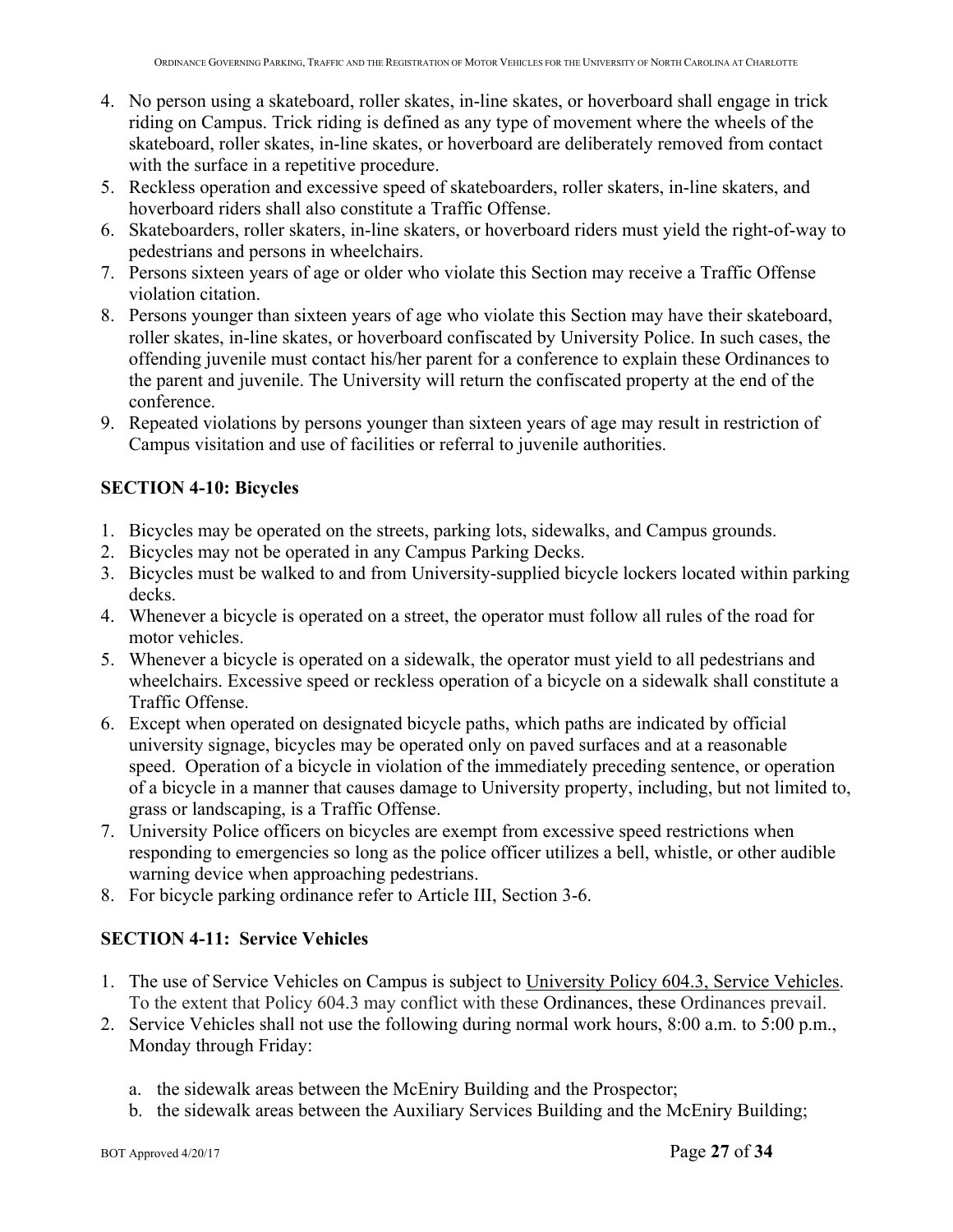4. No person using a skateboard, roller skates, in-line skates, or hoverboard shall engage in trick riding on Campus. Trick riding is defined as any type of movement where the wheels of the skateboard, roller skates, in-line skates, or hoverboard are deliberately removed from contact with the surface in a repetitive procedure.
5. Reckless operation and excessive speed of skateboarders, roller skaters, in-line skaters, and hoverboard riders shall also constitute a Traffic Offense.
6. Skateboarders, roller skaters, in-line skaters, or hoverboard riders must yield the right-of-way to pedestrians and persons in wheelchairs.
7. Persons sixteen years of age or older who violate this Section may receive a Traffic Offense violation citation.
8. Persons younger than sixteen years of age who violate this Section may have their skateboard, roller skates, in-line skates, or hoverboard confiscated by University Police. In such cases, the offending juvenile must contact his/her parent for a conference to explain these Ordinances to the parent and juvenile. The University will return the confiscated property at the end of the conference.
9. Repeated violations by persons younger than sixteen years of age may result in restriction of Campus visitation and use of facilities or referral to juvenile authorities.

**SECTION 4-10: Bicycles**

1. Bicycles may be operated on the streets, parking lots, sidewalks, and Campus grounds.
2. Bicycles may not be operated in any Campus Parking Decks.
3. Bicycles must be walked to and from University-supplied bicycle lockers located within parking decks.
4. Whenever a bicycle is operated on a street, the operator must follow all rules of the road for motor vehicles.
5. Whenever a bicycle is operated on a sidewalk, the operator must yield to all pedestrians and wheelchairs. Excessive speed or reckless operation of a bicycle on a sidewalk shall constitute a Traffic Offense.
6. Except when operated on designated bicycle paths, which paths are indicated by official university signage, bicycles may be operated only on paved surfaces and at a reasonable speed. Operation of a bicycle in violation of the immediately preceding sentence, or operation of a bicycle in a manner that causes damage to University property, including, but not limited to, grass or landscaping, is a Traffic Offense.
7. University Police officers on bicycles are exempt from excessive speed restrictions when responding to emergencies so long as the police officer utilizes a bell, whistle, or other audible warning device when approaching pedestrians.
8. For bicycle parking ordinance refer to Article III, Section 3-6.

**SECTION 4-11: Service Vehicles**

1. The use of Service Vehicles on Campus is subject to University Policy 604.3, Service Vehicles. To the extent that Policy 604.3 may conflict with these Ordinances, these Ordinances prevail.
2. Service Vehicles shall not use the following during normal work hours, 8:00 a.m. to 5:00 p.m., Monday through Friday:

   a. the sidewalk areas between the McEniry Building and the Prospector;
   b. the sidewalk areas between the Auxiliary Services Building and the McEniry Building;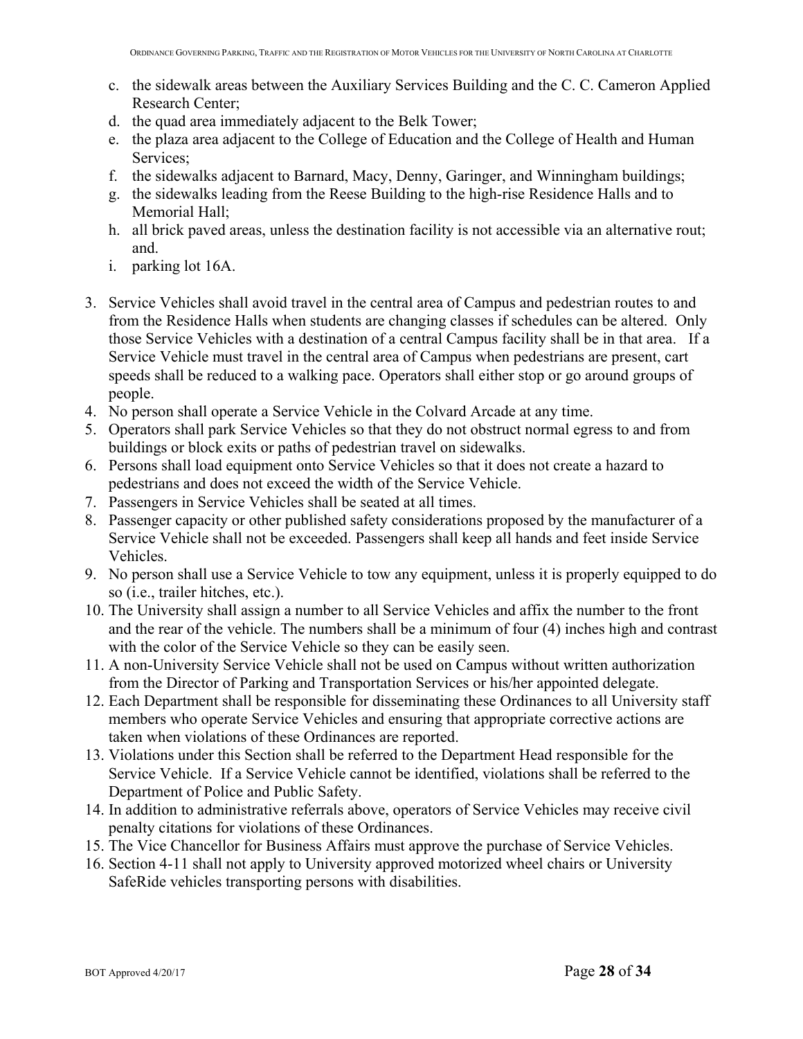c. the sidewalk areas between the Auxiliary Services Building and the C. C. Cameron Applied Research Center;
d. the quad area immediately adjacent to the Belk Tower;
e. the plaza area adjacent to the College of Education and the College of Health and Human Services;
f. the sidewalks adjacent to Barnard, Macy, Denny, Garinger, and Winningham buildings;
g. the sidewalks leading from the Reese Building to the high-rise Residence Halls and to Memorial Hall;
h. all brick paved areas, unless the destination facility is not accessible via an alternative rout; and.
i. parking lot 16A.

3. Service Vehicles shall avoid travel in the central area of Campus and pedestrian routes to and from the Residence Halls when students are changing classes if schedules can be altered. Only those Service Vehicles with a destination of a central Campus facility shall be in that area. If a Service Vehicle must travel in the central area of Campus when pedestrians are present, cart speeds shall be reduced to a walking pace. Operators shall either stop or go around groups of people.
4. No person shall operate a Service Vehicle in the Colvard Arcade at any time.
5. Operators shall park Service Vehicles so that they do not obstruct normal egress to and from buildings or block exits or paths of pedestrian travel on sidewalks.
6. Persons shall load equipment onto Service Vehicles so that it does not create a hazard to pedestrians and does not exceed the width of the Service Vehicle.
7. Passengers in Service Vehicles shall be seated at all times.
8. Passenger capacity or other published safety considerations proposed by the manufacturer of a Service Vehicle shall not be exceeded. Passengers shall keep all hands and feet inside Service Vehicles.
9. No person shall use a Service Vehicle to tow any equipment, unless it is properly equipped to do so (i.e., trailer hitches, etc.).
10. The University shall assign a number to all Service Vehicles and affix the number to the front and the rear of the vehicle. The numbers shall be a minimum of four (4) inches high and contrast with the color of the Service Vehicle so they can be easily seen.
11. A non-University Service Vehicle shall not be used on Campus without written authorization from the Director of Parking and Transportation Services or his/her appointed delegate.
12. Each Department shall be responsible for disseminating these Ordinances to all University staff members who operate Service Vehicles and ensuring that appropriate corrective actions are taken when violations of these Ordinances are reported.
13. Violations under this Section shall be referred to the Department Head responsible for the Service Vehicle. If a Service Vehicle cannot be identified, violations shall be referred to the Department of Police and Public Safety.
14. In addition to administrative referrals above, operators of Service Vehicles may receive civil penalty citations for violations of these Ordinances.
15. The Vice Chancellor for Business Affairs must approve the purchase of Service Vehicles.
16. Section 4-11 shall not apply to University approved motorized wheel chairs or University SafeRide vehicles transporting persons with disabilities.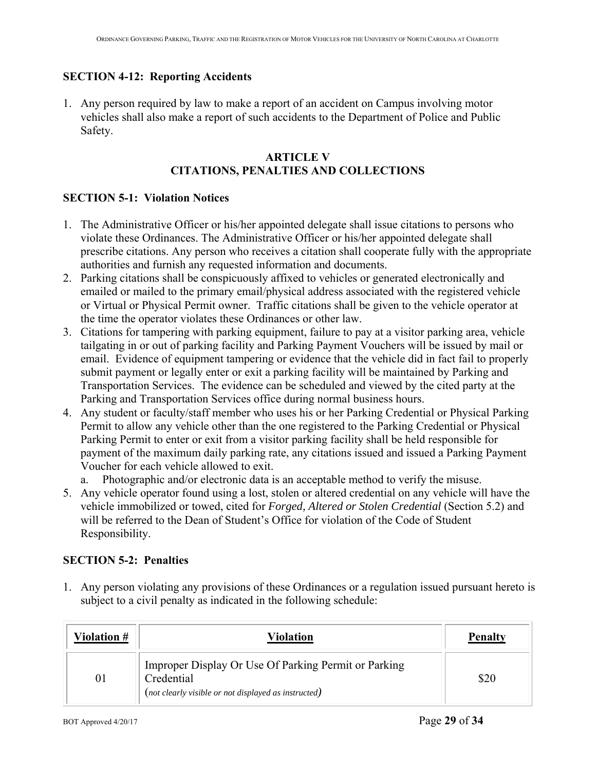## SECTION 4-12: Reporting Accidents

1. Any person required by law to make a report of an accident on Campus involving motor vehicles shall also make a report of such accidents to the Department of Police and Public Safety.

## ARTICLE V
## CITATIONS, PENALTIES AND COLLECTIONS

## SECTION 5-1: Violation Notices

1. The Administrative Officer or his/her appointed delegate shall issue citations to persons who violate these Ordinances. The Administrative Officer or his/her appointed delegate shall prescribe citations. Any person who receives a citation shall cooperate fully with the appropriate authorities and furnish any requested information and documents.
2. Parking citations shall be conspicuously affixed to vehicles or generated electronically and emailed or mailed to the primary email/physical address associated with the registered vehicle or Virtual or Physical Permit owner. Traffic citations shall be given to the vehicle operator at the time the operator violates these Ordinances or other law.
3. Citations for tampering with parking equipment, failure to pay at a visitor parking area, vehicle tailgating in or out of parking facility and Parking Payment Vouchers will be issued by mail or email. Evidence of equipment tampering or evidence that the vehicle did in fact fail to properly submit payment or legally enter or exit a parking facility will be maintained by Parking and Transportation Services. The evidence can be scheduled and viewed by the cited party at the Parking and Transportation Services office during normal business hours.
4. Any student or faculty/staff member who uses his or her Parking Credential or Physical Parking Permit to allow any vehicle other than the one registered to the Parking Credential or Physical Parking Permit to enter or exit from a visitor parking facility shall be held responsible for payment of the maximum daily parking rate, any citations issued and issued a Parking Payment Voucher for each vehicle allowed to exit.
   a. Photographic and/or electronic data is an acceptable method to verify the misuse.
5. Any vehicle operator found using a lost, stolen or altered credential on any vehicle will have the vehicle immobilized or towed, cited for *Forged, Altered or Stolen Credential* (Section 5.2) and will be referred to the Dean of Student's Office for violation of the Code of Student Responsibility.

## SECTION 5-2: Penalties

1. Any person violating any provisions of these Ordinances or a regulation issued pursuant hereto is subject to a civil penalty as indicated in the following schedule:

| Violation # | Violation | Penalty |
|---|---|---|
| 01 | Improper Display Or Use Of Parking Permit or Parking Credential (*not clearly visible or not displayed as instructed*) | $20 |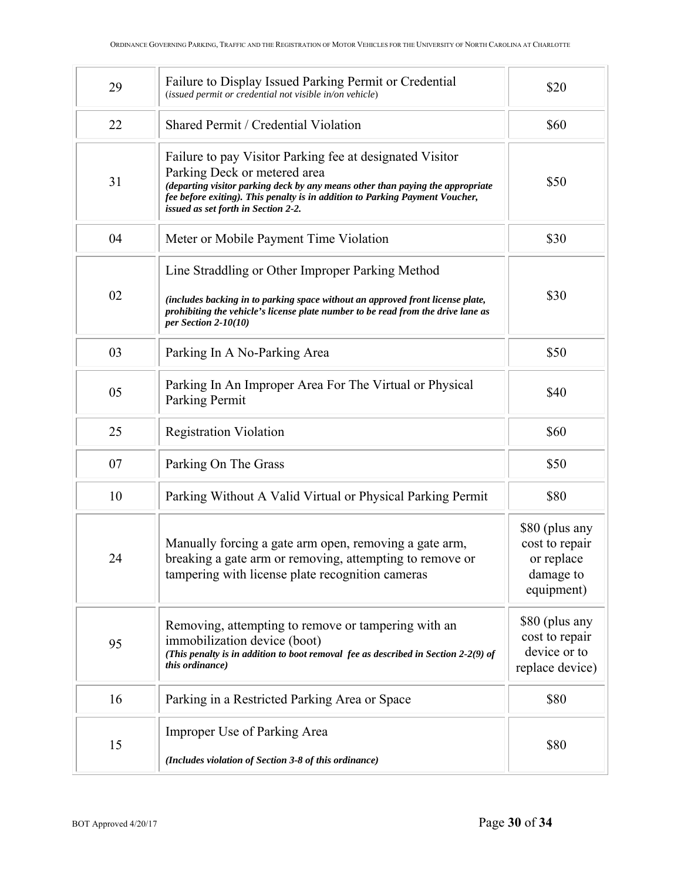| | | |
|---|---|---|
| 29 | Failure to Display Issued Parking Permit or Credential<br>(*issued permit or credential not visible in/on vehicle*) | $20 |
| 22 | Shared Permit / Credential Violation | $60 |
| 31 | Failure to pay Visitor Parking fee at designated Visitor Parking Deck or metered area<br>***(departing visitor parking deck by any means other than paying the appropriate fee before exiting). This penalty is in addition to Parking Payment Voucher, issued as set forth in Section 2-2.*** | $50 |
| 04 | Meter or Mobile Payment Time Violation | $30 |
| 02 | Line Straddling or Other Improper Parking Method<br>***(includes backing in to parking space without an approved front license plate, prohibiting the vehicle's license plate number to be read from the drive lane as per Section 2-10(10)*** | $30 |
| 03 | Parking In A No-Parking Area | $50 |
| 05 | Parking In An Improper Area For The Virtual or Physical Parking Permit | $40 |
| 25 | Registration Violation | $60 |
| 07 | Parking On The Grass | $50 |
| 10 | Parking Without A Valid Virtual or Physical Parking Permit | $80 |
| 24 | Manually forcing a gate arm open, removing a gate arm, breaking a gate arm or removing, attempting to remove or tampering with license plate recognition cameras | $80 (plus any cost to repair or replace damage to equipment) |
| 95 | Removing, attempting to remove or tampering with an immobilization device (boot)<br>***(This penalty is in addition to boot removal fee as described in Section 2-2(9) of this ordinance)*** | $80 (plus any cost to repair device or to replace device) |
| 16 | Parking in a Restricted Parking Area or Space | $80 |
| 15 | Improper Use of Parking Area<br>***(Includes violation of Section 3-8 of this ordinance)*** | $80 |

BOT Approved 4/20/17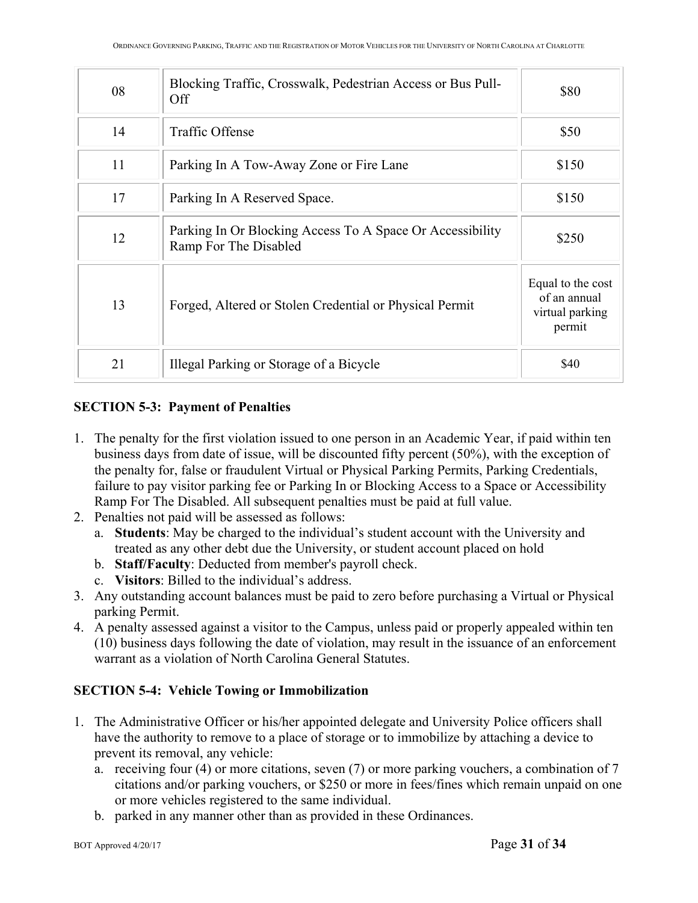| 08 | Blocking Traffic, Crosswalk, Pedestrian Access or Bus Pull-Off | $80 |
|---|---|---|
| 14 | Traffic Offense | $50 |
| 11 | Parking In A Tow-Away Zone or Fire Lane | $150 |
| 17 | Parking In A Reserved Space. | $150 |
| 12 | Parking In Or Blocking Access To A Space Or Accessibility Ramp For The Disabled | $250 |
| 13 | Forged, Altered or Stolen Credential or Physical Permit | Equal to the cost of an annual virtual parking permit |
| 21 | Illegal Parking or Storage of a Bicycle | $40 |

**SECTION 5-3: Payment of Penalties**

1. The penalty for the first violation issued to one person in an Academic Year, if paid within ten business days from date of issue, will be discounted fifty percent (50%), with the exception of the penalty for, false or fraudulent Virtual or Physical Parking Permits, Parking Credentials, failure to pay visitor parking fee or Parking In or Blocking Access to a Space or Accessibility Ramp For The Disabled. All subsequent penalties must be paid at full value.
2. Penalties not paid will be assessed as follows:
   a. **Students**: May be charged to the individual's student account with the University and treated as any other debt due the University, or student account placed on hold
   b. **Staff/Faculty**: Deducted from member's payroll check.
   c. **Visitors**: Billed to the individual's address.
3. Any outstanding account balances must be paid to zero before purchasing a Virtual or Physical parking Permit.
4. A penalty assessed against a visitor to the Campus, unless paid or properly appealed within ten (10) business days following the date of violation, may result in the issuance of an enforcement warrant as a violation of North Carolina General Statutes.

**SECTION 5-4: Vehicle Towing or Immobilization**

1. The Administrative Officer or his/her appointed delegate and University Police officers shall have the authority to remove to a place of storage or to immobilize by attaching a device to prevent its removal, any vehicle:
   a. receiving four (4) or more citations, seven (7) or more parking vouchers, a combination of 7 citations and/or parking vouchers, or $250 or more in fees/fines which remain unpaid on one or more vehicles registered to the same individual.
   b. parked in any manner other than as provided in these Ordinances.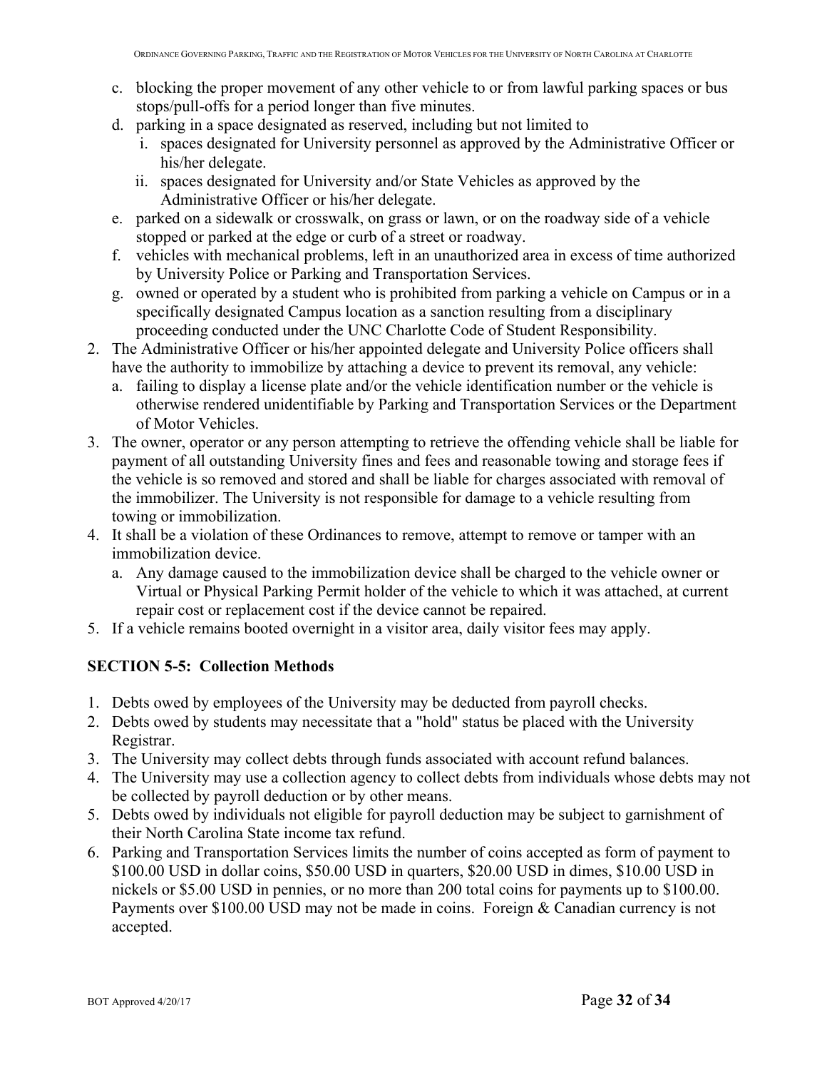c. blocking the proper movement of any other vehicle to or from lawful parking spaces or bus stops/pull-offs for a period longer than five minutes.
d. parking in a space designated as reserved, including but not limited to
   i. spaces designated for University personnel as approved by the Administrative Officer or his/her delegate.
   ii. spaces designated for University and/or State Vehicles as approved by the Administrative Officer or his/her delegate.
e. parked on a sidewalk or crosswalk, on grass or lawn, or on the roadway side of a vehicle stopped or parked at the edge or curb of a street or roadway.
f. vehicles with mechanical problems, left in an unauthorized area in excess of time authorized by University Police or Parking and Transportation Services.
g. owned or operated by a student who is prohibited from parking a vehicle on Campus or in a specifically designated Campus location as a sanction resulting from a disciplinary proceeding conducted under the UNC Charlotte Code of Student Responsibility.

2. The Administrative Officer or his/her appointed delegate and University Police officers shall have the authority to immobilize by attaching a device to prevent its removal, any vehicle:
   a. failing to display a license plate and/or the vehicle identification number or the vehicle is otherwise rendered unidentifiable by Parking and Transportation Services or the Department of Motor Vehicles.
3. The owner, operator or any person attempting to retrieve the offending vehicle shall be liable for payment of all outstanding University fines and fees and reasonable towing and storage fees if the vehicle is so removed and stored and shall be liable for charges associated with removal of the immobilizer. The University is not responsible for damage to a vehicle resulting from towing or immobilization.
4. It shall be a violation of these Ordinances to remove, attempt to remove or tamper with an immobilization device.
   a. Any damage caused to the immobilization device shall be charged to the vehicle owner or Virtual or Physical Parking Permit holder of the vehicle to which it was attached, at current repair cost or replacement cost if the device cannot be repaired.
5. If a vehicle remains booted overnight in a visitor area, daily visitor fees may apply.

## SECTION 5-5: Collection Methods

1. Debts owed by employees of the University may be deducted from payroll checks.
2. Debts owed by students may necessitate that a "hold" status be placed with the University Registrar.
3. The University may collect debts through funds associated with account refund balances.
4. The University may use a collection agency to collect debts from individuals whose debts may not be collected by payroll deduction or by other means.
5. Debts owed by individuals not eligible for payroll deduction may be subject to garnishment of their North Carolina State income tax refund.
6. Parking and Transportation Services limits the number of coins accepted as form of payment to $100.00 USD in dollar coins, $50.00 USD in quarters, $20.00 USD in dimes, $10.00 USD in nickels or $5.00 USD in pennies, or no more than 200 total coins for payments up to $100.00. Payments over $100.00 USD may not be made in coins. Foreign & Canadian currency is not accepted.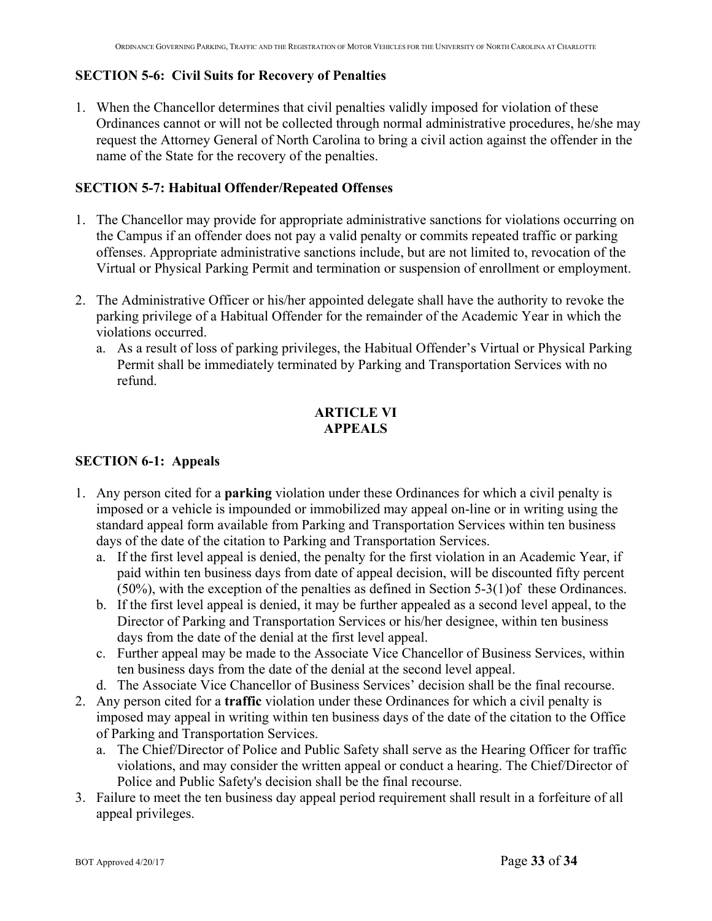### SECTION 5-6: Civil Suits for Recovery of Penalties

1. When the Chancellor determines that civil penalties validly imposed for violation of these Ordinances cannot or will not be collected through normal administrative procedures, he/she may request the Attorney General of North Carolina to bring a civil action against the offender in the name of the State for the recovery of the penalties.

### SECTION 5-7: Habitual Offender/Repeated Offenses

1. The Chancellor may provide for appropriate administrative sanctions for violations occurring on the Campus if an offender does not pay a valid penalty or commits repeated traffic or parking offenses. Appropriate administrative sanctions include, but are not limited to, revocation of the Virtual or Physical Parking Permit and termination or suspension of enrollment or employment.

2. The Administrative Officer or his/her appointed delegate shall have the authority to revoke the parking privilege of a Habitual Offender for the remainder of the Academic Year in which the violations occurred.
   a. As a result of loss of parking privileges, the Habitual Offender's Virtual or Physical Parking Permit shall be immediately terminated by Parking and Transportation Services with no refund.

## ARTICLE VI
## APPEALS

### SECTION 6-1: Appeals

1. Any person cited for a **parking** violation under these Ordinances for which a civil penalty is imposed or a vehicle is impounded or immobilized may appeal on-line or in writing using the standard appeal form available from Parking and Transportation Services within ten business days of the date of the citation to Parking and Transportation Services.
   a. If the first level appeal is denied, the penalty for the first violation in an Academic Year, if paid within ten business days from date of appeal decision, will be discounted fifty percent (50%), with the exception of the penalties as defined in Section 5-3(1)of these Ordinances.
   b. If the first level appeal is denied, it may be further appealed as a second level appeal, to the Director of Parking and Transportation Services or his/her designee, within ten business days from the date of the denial at the first level appeal.
   c. Further appeal may be made to the Associate Vice Chancellor of Business Services, within ten business days from the date of the denial at the second level appeal.
   d. The Associate Vice Chancellor of Business Services' decision shall be the final recourse.
2. Any person cited for a **traffic** violation under these Ordinances for which a civil penalty is imposed may appeal in writing within ten business days of the date of the citation to the Office of Parking and Transportation Services.
   a. The Chief/Director of Police and Public Safety shall serve as the Hearing Officer for traffic violations, and may consider the written appeal or conduct a hearing. The Chief/Director of Police and Public Safety's decision shall be the final recourse.
3. Failure to meet the ten business day appeal period requirement shall result in a forfeiture of all appeal privileges.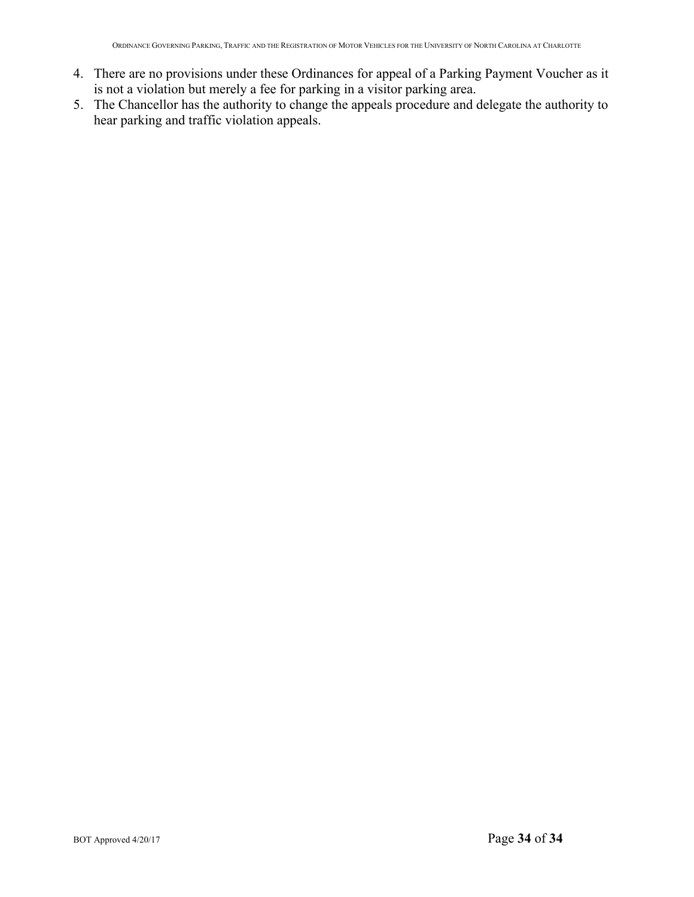4. There are no provisions under these Ordinances for appeal of a Parking Payment Voucher as it is not a violation but merely a fee for parking in a visitor parking area.
5. The Chancellor has the authority to change the appeals procedure and delegate the authority to hear parking and traffic violation appeals.